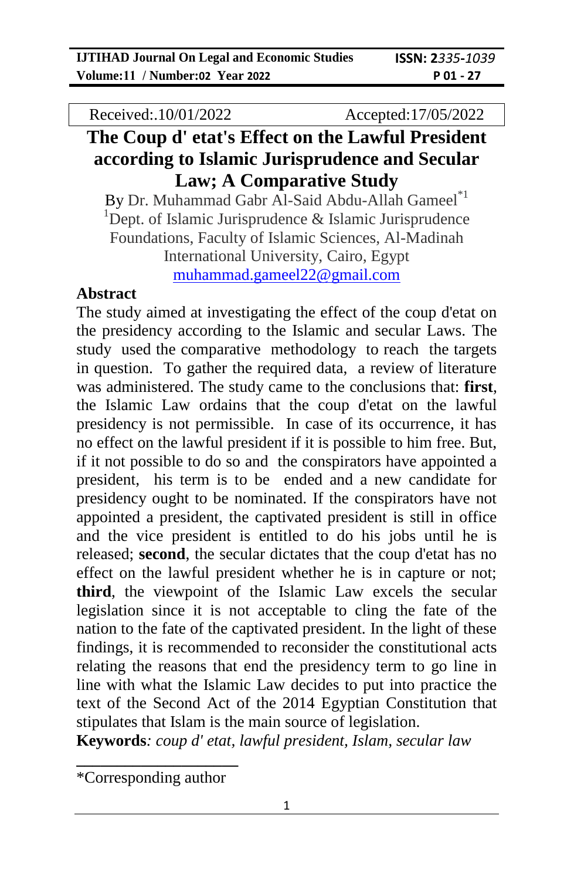Received:.10/01/2022 Accepted:17/05/2022

# The Coup d' etat's Effect on the Lawful President according to Islamic Jurisprudence and Secular Law; A Comparative Study

By Dr. Muhammad Gabr Al-Said Abdu-Allah Gameel[*1]

[1]Dept. of Islamic Jurisprudence & Islamic Jurisprudence Foundations, Faculty of Islamic Sciences, Al-Madinah International University, Cairo, Egypt

muhammad.gameel22@gmail.com

## Abstract

The study aimed at investigating the effect of the coup d'etat on the presidency according to the Islamic and secular Laws. The study used the comparative methodology to reach the targets in question. To gather the required data, a review of literature was administered. The study came to the conclusions that: **first**, the Islamic Law ordains that the coup d'etat on the lawful presidency is not permissible. In case of its occurrence, it has no effect on the lawful president if it is possible to him free. But, if it not possible to do so and the conspirators have appointed a president, his term is to be ended and a new candidate for presidency ought to be nominated. If the conspirators have not appointed a president, the captivated president is still in office and the vice president is entitled to do his jobs until he is released; **second**, the secular dictates that the coup d'etat has no effect on the lawful president whether he is in capture or not; **third**, the viewpoint of the Islamic Law excels the secular legislation since it is not acceptable to cling the fate of the nation to the fate of the captivated president. In the light of these findings, it is recommended to reconsider the constitutional acts relating the reasons that end the presidency term to go line in line with what the Islamic Law decides to put into practice the text of the Second Act of the 2014 Egyptian Constitution that stipulates that Islam is the main source of legislation.

**Keywords**: *coup d' etat, lawful president, Islam, secular law*

---

*Corresponding author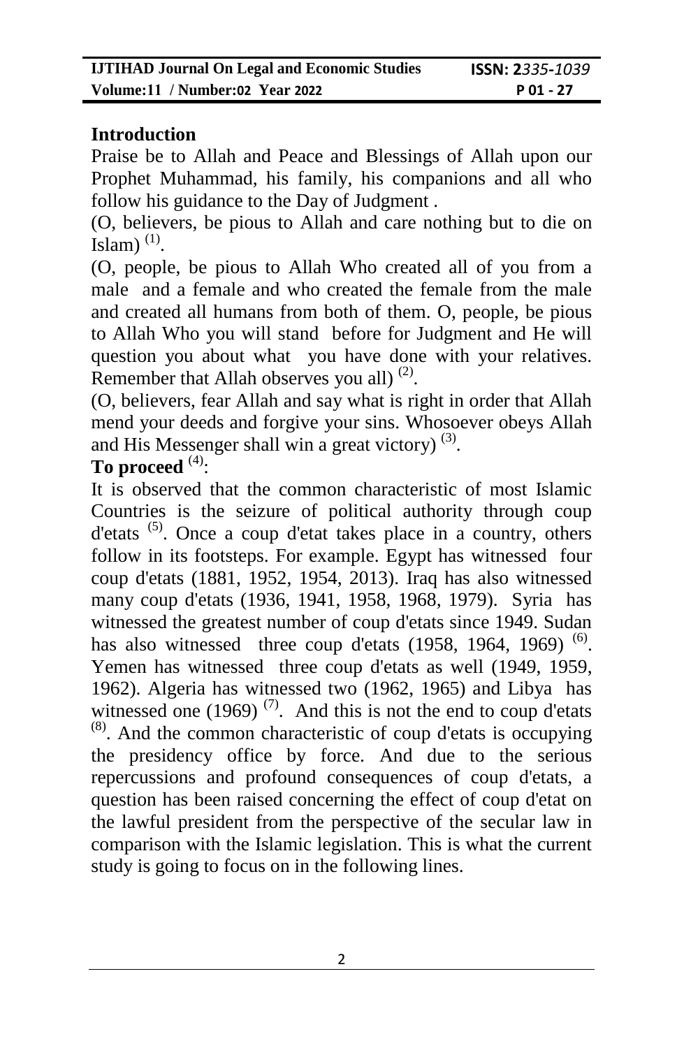## Introduction

Praise be to Allah and Peace and Blessings of Allah upon our Prophet Muhammad, his family, his companions and all who follow his guidance to the Day of Judgment .

(O, believers, be pious to Allah and care nothing but to die on Islam) [1].

(O, people, be pious to Allah Who created all of you from a male and a female and who created the female from the male and created all humans from both of them. O, people, be pious to Allah Who you will stand before for Judgment and He will question you about what you have done with your relatives. Remember that Allah observes you all) [2].

(O, believers, fear Allah and say what is right in order that Allah mend your deeds and forgive your sins. Whosoever obeys Allah and His Messenger shall win a great victory) [3].

**To proceed** [4]:

It is observed that the common characteristic of most Islamic Countries is the seizure of political authority through coup d'etats [5]. Once a coup d'etat takes place in a country, others follow in its footsteps. For example. Egypt has witnessed four coup d'etats (1881, 1952, 1954, 2013). Iraq has also witnessed many coup d'etats (1936, 1941, 1958, 1968, 1979). Syria has witnessed the greatest number of coup d'etats since 1949. Sudan has also witnessed three coup d'etats (1958, 1964, 1969) [6]. Yemen has witnessed three coup d'etats as well (1949, 1959, 1962). Algeria has witnessed two (1962, 1965) and Libya has witnessed one (1969) [7]. And this is not the end to coup d'etats [8]. And the common characteristic of coup d'etats is occupying the presidency office by force. And due to the serious repercussions and profound consequences of coup d'etats, a question has been raised concerning the effect of coup d'etat on the lawful president from the perspective of the secular law in comparison with the Islamic legislation. This is what the current study is going to focus on in the following lines.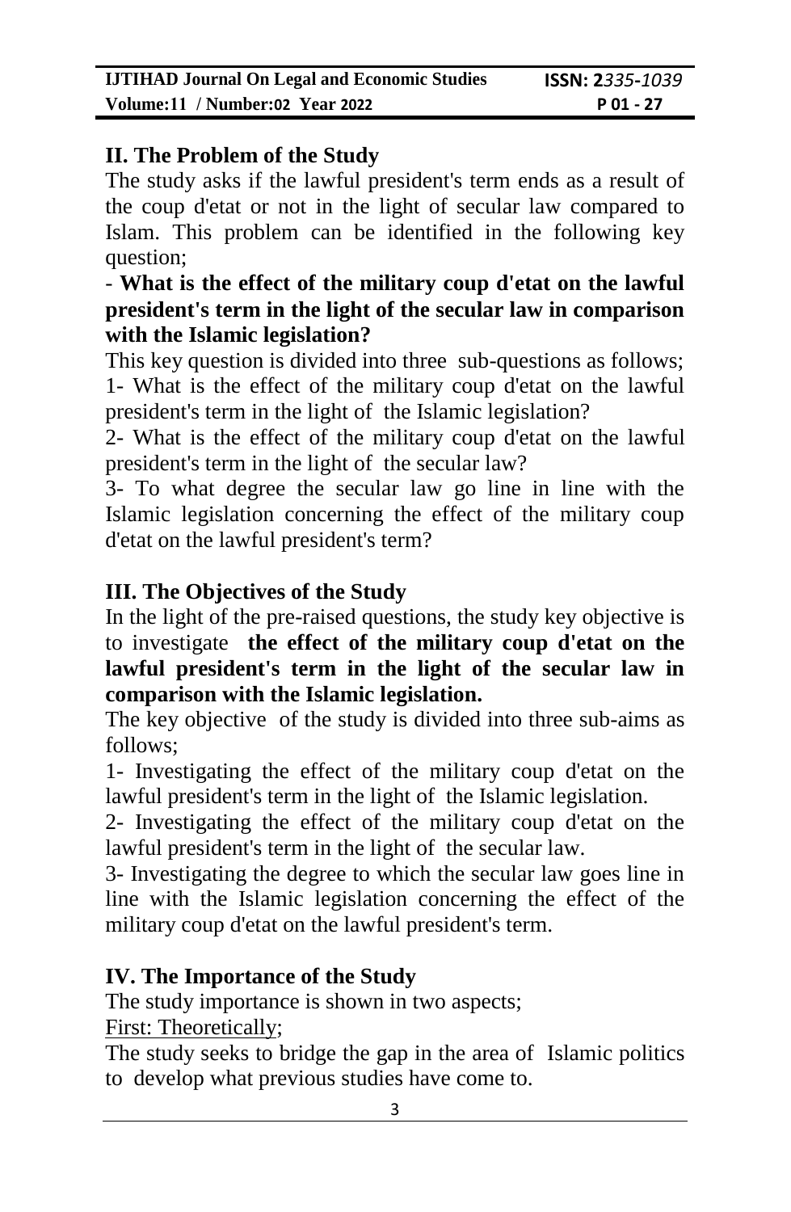## II. The Problem of the Study

The study asks if the lawful president's term ends as a result of the coup d'etat or not in the light of secular law compared to Islam. This problem can be identified in the following key question;

- **What is the effect of the military coup d'etat on the lawful president's term in the light of the secular law in comparison with the Islamic legislation?**

This key question is divided into three sub-questions as follows;

1- What is the effect of the military coup d'etat on the lawful president's term in the light of the Islamic legislation?

2- What is the effect of the military coup d'etat on the lawful president's term in the light of the secular law?

3- To what degree the secular law go line in line with the Islamic legislation concerning the effect of the military coup d'etat on the lawful president's term?

## III. The Objectives of the Study

In the light of the pre-raised questions, the study key objective is to investigate **the effect of the military coup d'etat on the lawful president's term in the light of the secular law in comparison with the Islamic legislation.**

The key objective of the study is divided into three sub-aims as follows;

1- Investigating the effect of the military coup d'etat on the lawful president's term in the light of the Islamic legislation.

2- Investigating the effect of the military coup d'etat on the lawful president's term in the light of the secular law.

3- Investigating the degree to which the secular law goes line in line with the Islamic legislation concerning the effect of the military coup d'etat on the lawful president's term.

## IV. The Importance of the Study

The study importance is shown in two aspects;

<u>First: Theoretically</u>;

The study seeks to bridge the gap in the area of Islamic politics to develop what previous studies have come to.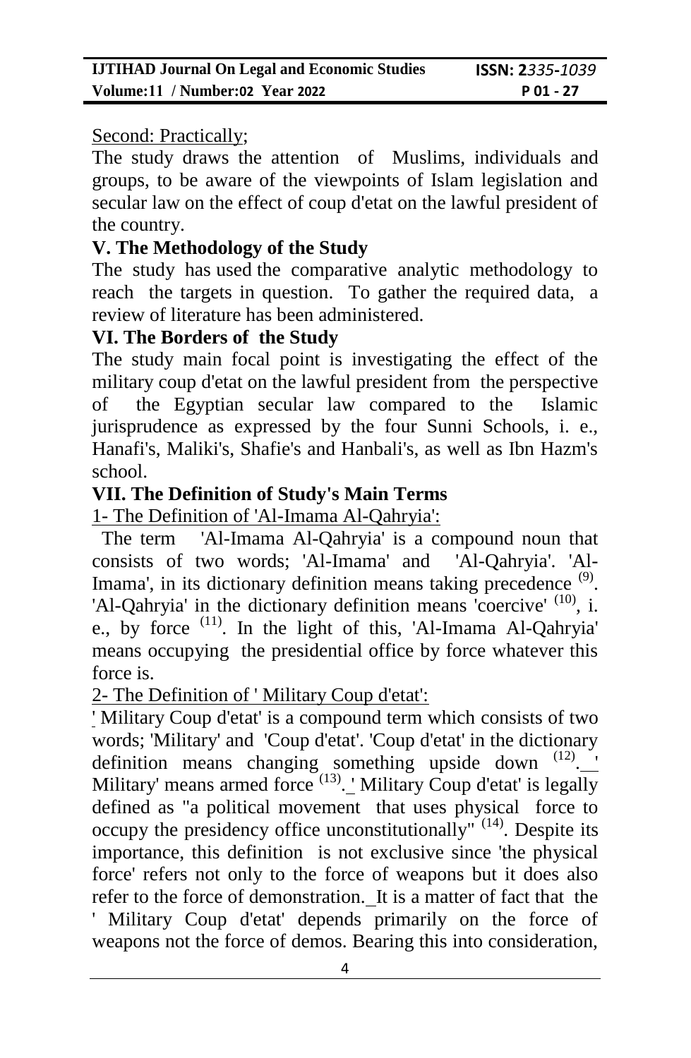Second: Practically;

The study draws the attention of Muslims, individuals and groups, to be aware of the viewpoints of Islam legislation and secular law on the effect of coup d'etat on the lawful president of the country.

### V. The Methodology of the Study

The study has used the comparative analytic methodology to reach the targets in question. To gather the required data, a review of literature has been administered.

### VI. The Borders of the Study

The study main focal point is investigating the effect of the military coup d'etat on the lawful president from the perspective of the Egyptian secular law compared to the Islamic jurisprudence as expressed by the four Sunni Schools, i. e., Hanafi's, Maliki's, Shafie's and Hanbali's, as well as Ibn Hazm's school.

### VII. The Definition of Study's Main Terms

1- The Definition of 'Al-Imama Al-Qahryia':

The term 'Al-Imama Al-Qahryia' is a compound noun that consists of two words; 'Al-Imama' and 'Al-Qahryia'. 'Al-Imama', in its dictionary definition means taking precedence [9]. 'Al-Qahryia' in the dictionary definition means 'coercive' [10], i. e., by force [11]. In the light of this, 'Al-Imama Al-Qahryia' means occupying the presidential office by force whatever this force is.

2- The Definition of ' Military Coup d'etat':

' Military Coup d'etat' is a compound term which consists of two words; 'Military' and 'Coup d'etat'. 'Coup d'etat' in the dictionary definition means changing something upside down [12]. ' Military' means armed force [13]. ' Military Coup d'etat' is legally defined as "a political movement that uses physical force to occupy the presidency office unconstitutionally" [14]. Despite its importance, this definition is not exclusive since 'the physical force' refers not only to the force of weapons but it does also refer to the force of demonstration. It is a matter of fact that the ' Military Coup d'etat' depends primarily on the force of weapons not the force of demos. Bearing this into consideration,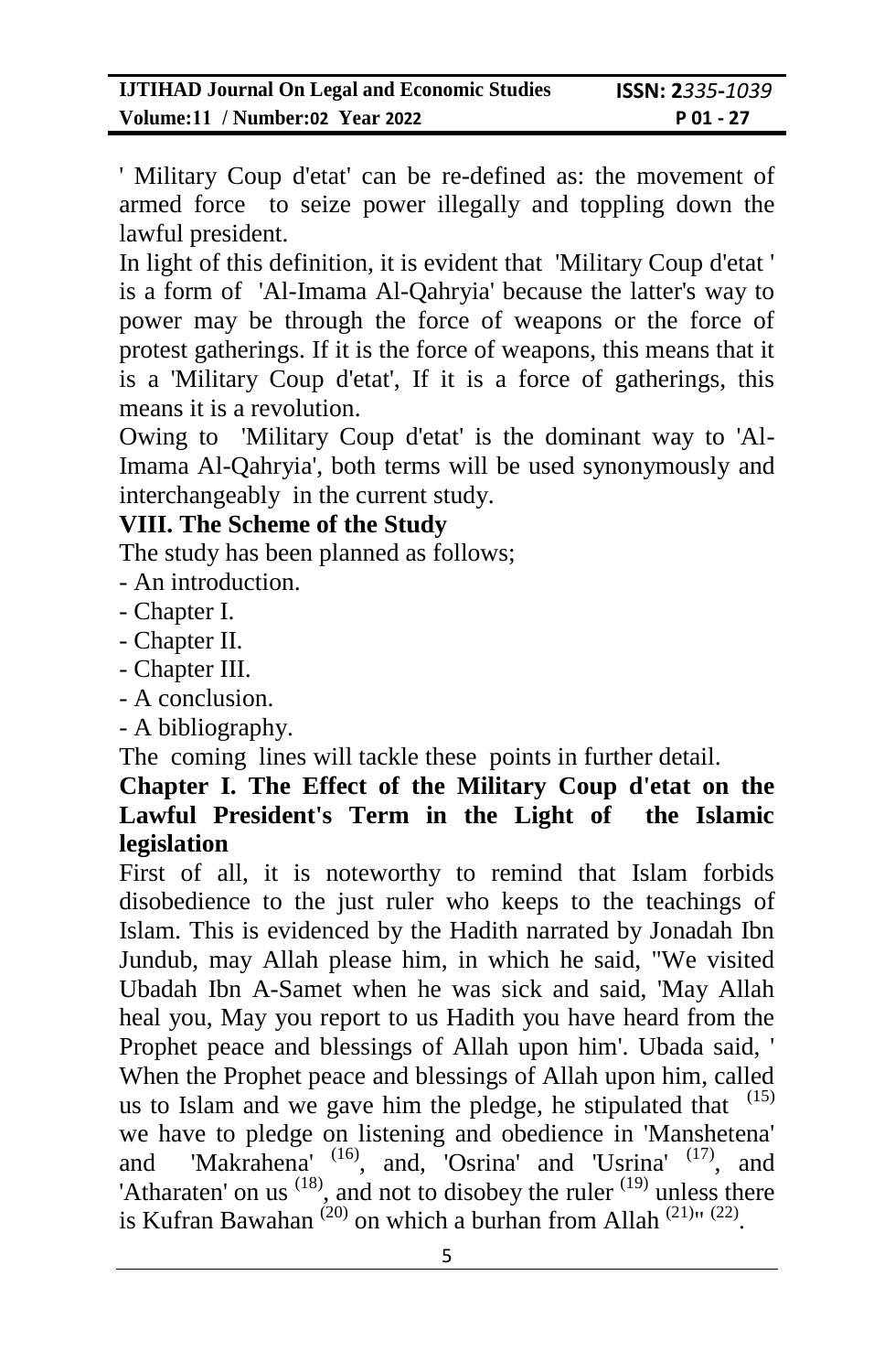' Military Coup d'etat' can be re-defined as: the movement of armed force to seize power illegally and toppling down the lawful president.

In light of this definition, it is evident that 'Military Coup d'etat ' is a form of 'Al-Imama Al-Qahryia' because the latter's way to power may be through the force of weapons or the force of protest gatherings. If it is the force of weapons, this means that it is a 'Military Coup d'etat', If it is a force of gatherings, this means it is a revolution.

Owing to 'Military Coup d'etat' is the dominant way to 'Al-Imama Al-Qahryia', both terms will be used synonymously and interchangeably in the current study.

### VIII. The Scheme of the Study

The study has been planned as follows;

- An introduction.
- Chapter I.
- Chapter II.
- Chapter III.
- A conclusion.
- A bibliography.

The coming lines will tackle these points in further detail.

## Chapter I. The Effect of the Military Coup d'etat on the Lawful President's Term in the Light of the Islamic legislation

First of all, it is noteworthy to remind that Islam forbids disobedience to the just ruler who keeps to the teachings of Islam. This is evidenced by the Hadith narrated by Jonadah Ibn Jundub, may Allah please him, in which he said, "We visited Ubadah Ibn A-Samet when he was sick and said, 'May Allah heal you, May you report to us Hadith you have heard from the Prophet peace and blessings of Allah upon him'. Ubada said, ' When the Prophet peace and blessings of Allah upon him, called us to Islam and we gave him the pledge, he stipulated that [15] we have to pledge on listening and obedience in 'Manshetena' and 'Makrahena' [16], and, 'Osrina' and 'Usrina' [17], and 'Atharaten' on us [18], and not to disobey the ruler [19] unless there is Kufran Bawahan [20] on which a burhan from Allah [21]" [22].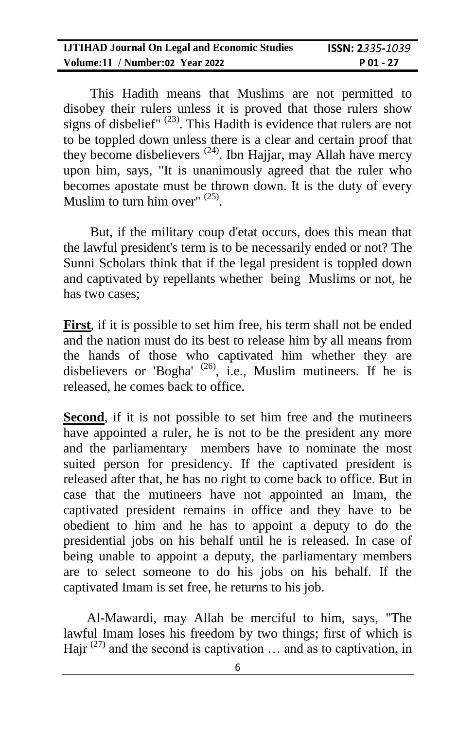This Hadith means that Muslims are not permitted to disobey their rulers unless it is proved that those rulers show signs of disbelief" [23]. This Hadith is evidence that rulers are not to be toppled down unless there is a clear and certain proof that they become disbelievers [24]. Ibn Hajjar, may Allah have mercy upon him, says, "It is unanimously agreed that the ruler who becomes apostate must be thrown down. It is the duty of every Muslim to turn him over" [25].

But, if the military coup d'etat occurs, does this mean that the lawful president's term is to be necessarily ended or not? The Sunni Scholars think that if the legal president is toppled down and captivated by repellants whether being Muslims or not, he has two cases;

**First**, if it is possible to set him free, his term shall not be ended and the nation must do its best to release him by all means from the hands of those who captivated him whether they are disbelievers or 'Bogha' [26], i.e., Muslim mutineers. If he is released, he comes back to office.

**Second**, if it is not possible to set him free and the mutineers have appointed a ruler, he is not to be the president any more and the parliamentary members have to nominate the most suited person for presidency. If the captivated president is released after that, he has no right to come back to office. But in case that the mutineers have not appointed an Imam, the captivated president remains in office and they have to be obedient to him and he has to appoint a deputy to do the presidential jobs on his behalf until he is released. In case of being unable to appoint a deputy, the parliamentary members are to select someone to do his jobs on his behalf. If the captivated Imam is set free, he returns to his job.

Al-Mawardi, may Allah be merciful to him, says, "The lawful Imam loses his freedom by two things; first of which is Hajr [27] and the second is captivation … and as to captivation, in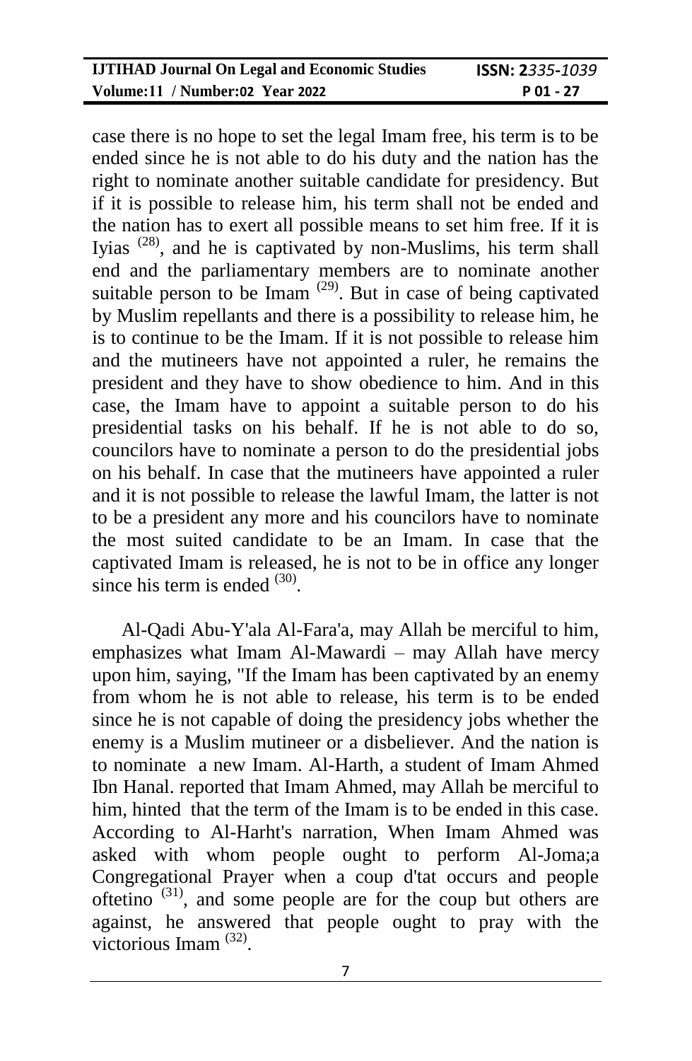case there is no hope to set the legal Imam free, his term is to be ended since he is not able to do his duty and the nation has the right to nominate another suitable candidate for presidency. But if it is possible to release him, his term shall not be ended and the nation has to exert all possible means to set him free. If it is Iyias [28], and he is captivated by non-Muslims, his term shall end and the parliamentary members are to nominate another suitable person to be Imam [29]. But in case of being captivated by Muslim repellants and there is a possibility to release him, he is to continue to be the Imam. If it is not possible to release him and the mutineers have not appointed a ruler, he remains the president and they have to show obedience to him. And in this case, the Imam have to appoint a suitable person to do his presidential tasks on his behalf. If he is not able to do so, councilors have to nominate a person to do the presidential jobs on his behalf. In case that the mutineers have appointed a ruler and it is not possible to release the lawful Imam, the latter is not to be a president any more and his councilors have to nominate the most suited candidate to be an Imam. In case that the captivated Imam is released, he is not to be in office any longer since his term is ended [30].

Al-Qadi Abu-Y'ala Al-Fara'a, may Allah be merciful to him, emphasizes what Imam Al-Mawardi – may Allah have mercy upon him, saying, "If the Imam has been captivated by an enemy from whom he is not able to release, his term is to be ended since he is not capable of doing the presidency jobs whether the enemy is a Muslim mutineer or a disbeliever. And the nation is to nominate a new Imam. Al-Harth, a student of Imam Ahmed Ibn Hanal. reported that Imam Ahmed, may Allah be merciful to him, hinted that the term of the Imam is to be ended in this case. According to Al-Harht's narration, When Imam Ahmed was asked with whom people ought to perform Al-Joma;a Congregational Prayer when a coup d'tat occurs and people oftetino [31], and some people are for the coup but others are against, he answered that people ought to pray with the victorious Imam [32].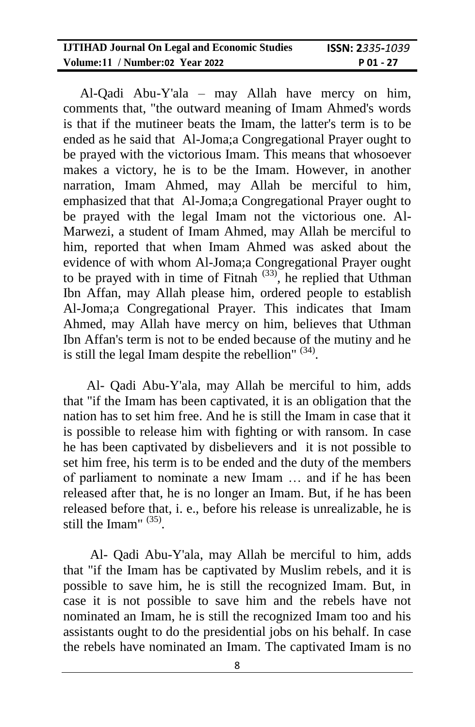Al-Qadi Abu-Y'ala – may Allah have mercy on him, comments that, "the outward meaning of Imam Ahmed's words is that if the mutineer beats the Imam, the latter's term is to be ended as he said that Al-Joma;a Congregational Prayer ought to be prayed with the victorious Imam. This means that whosoever makes a victory, he is to be the Imam. However, in another narration, Imam Ahmed, may Allah be merciful to him, emphasized that that Al-Joma;a Congregational Prayer ought to be prayed with the legal Imam not the victorious one. Al-Marwezi, a student of Imam Ahmed, may Allah be merciful to him, reported that when Imam Ahmed was asked about the evidence of with whom Al-Joma;a Congregational Prayer ought to be prayed with in time of Fitnah [33], he replied that Uthman Ibn Affan, may Allah please him, ordered people to establish Al-Joma;a Congregational Prayer. This indicates that Imam Ahmed, may Allah have mercy on him, believes that Uthman Ibn Affan's term is not to be ended because of the mutiny and he is still the legal Imam despite the rebellion" [34].

Al- Qadi Abu-Y'ala, may Allah be merciful to him, adds that "if the Imam has been captivated, it is an obligation that the nation has to set him free. And he is still the Imam in case that it is possible to release him with fighting or with ransom. In case he has been captivated by disbelievers and it is not possible to set him free, his term is to be ended and the duty of the members of parliament to nominate a new Imam … and if he has been released after that, he is no longer an Imam. But, if he has been released before that, i. e., before his release is unrealizable, he is still the Imam" [35].

Al- Qadi Abu-Y'ala, may Allah be merciful to him, adds that "if the Imam has be captivated by Muslim rebels, and it is possible to save him, he is still the recognized Imam. But, in case it is not possible to save him and the rebels have not nominated an Imam, he is still the recognized Imam too and his assistants ought to do the presidential jobs on his behalf. In case the rebels have nominated an Imam. The captivated Imam is no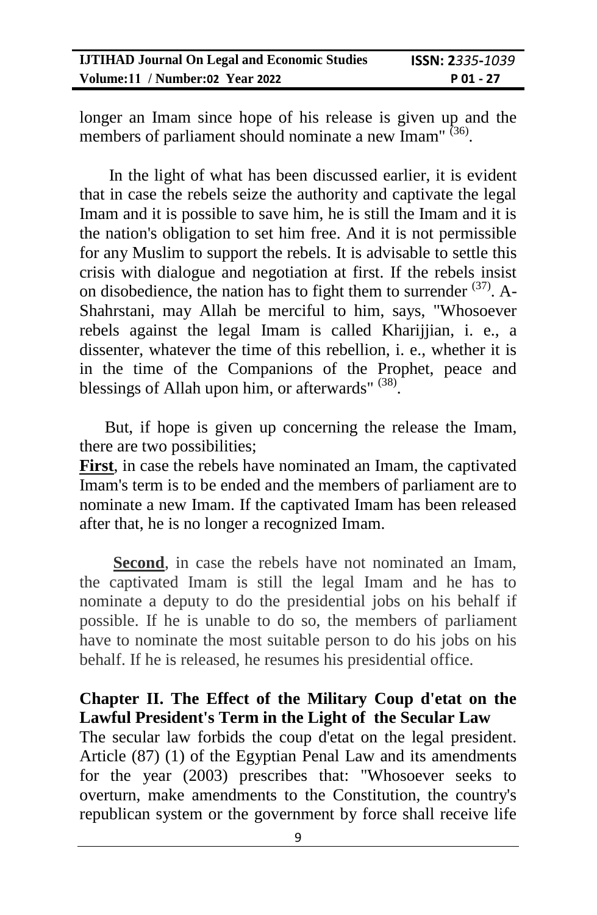longer an Imam since hope of his release is given up and the members of parliament should nominate a new Imam" [36].

In the light of what has been discussed earlier, it is evident that in case the rebels seize the authority and captivate the legal Imam and it is possible to save him, he is still the Imam and it is the nation's obligation to set him free. And it is not permissible for any Muslim to support the rebels. It is advisable to settle this crisis with dialogue and negotiation at first. If the rebels insist on disobedience, the nation has to fight them to surrender [37]. A-Shahrstani, may Allah be merciful to him, says, "Whosoever rebels against the legal Imam is called Kharijjian, i. e., a dissenter, whatever the time of this rebellion, i. e., whether it is in the time of the Companions of the Prophet, peace and blessings of Allah upon him, or afterwards" [38].

But, if hope is given up concerning the release the Imam, there are two possibilities;

**First**, in case the rebels have nominated an Imam, the captivated Imam's term is to be ended and the members of parliament are to nominate a new Imam. If the captivated Imam has been released after that, he is no longer a recognized Imam.

**Second**, in case the rebels have not nominated an Imam, the captivated Imam is still the legal Imam and he has to nominate a deputy to do the presidential jobs on his behalf if possible. If he is unable to do so, the members of parliament have to nominate the most suitable person to do his jobs on his behalf. If he is released, he resumes his presidential office.

## Chapter II. The Effect of the Military Coup d'etat on the Lawful President's Term in the Light of the Secular Law

The secular law forbids the coup d'etat on the legal president. Article (87) (1) of the Egyptian Penal Law and its amendments for the year (2003) prescribes that: "Whosoever seeks to overturn, make amendments to the Constitution, the country's republican system or the government by force shall receive life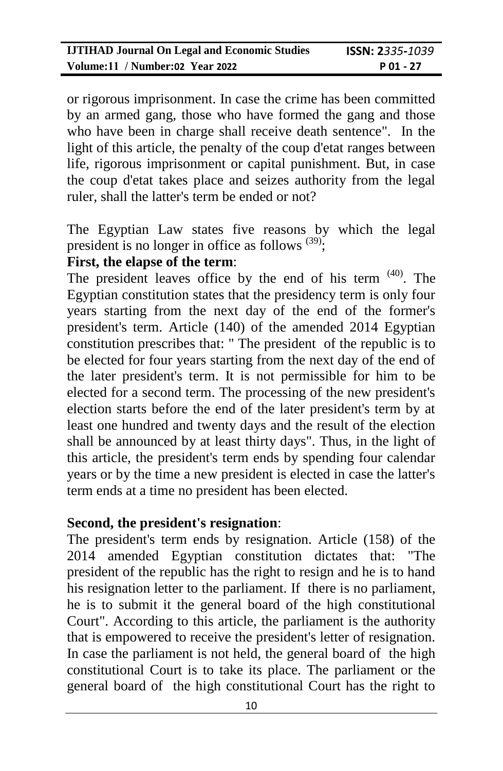or rigorous imprisonment. In case the crime has been committed by an armed gang, those who have formed the gang and those who have been in charge shall receive death sentence". In the light of this article, the penalty of the coup d'etat ranges between life, rigorous imprisonment or capital punishment. But, in case the coup d'etat takes place and seizes authority from the legal ruler, shall the latter's term be ended or not?

The Egyptian Law states five reasons by which the legal president is no longer in office as follows [(39)];

**First, the elapse of the term**:

The president leaves office by the end of his term [(40)]. The Egyptian constitution states that the presidency term is only four years starting from the next day of the end of the former's president's term. Article (140) of the amended 2014 Egyptian constitution prescribes that: " The president of the republic is to be elected for four years starting from the next day of the end of the later president's term. It is not permissible for him to be elected for a second term. The processing of the new president's election starts before the end of the later president's term by at least one hundred and twenty days and the result of the election shall be announced by at least thirty days". Thus, in the light of this article, the president's term ends by spending four calendar years or by the time a new president is elected in case the latter's term ends at a time no president has been elected.

**Second, the president's resignation**:

The president's term ends by resignation. Article (158) of the 2014 amended Egyptian constitution dictates that: "The president of the republic has the right to resign and he is to hand his resignation letter to the parliament. If there is no parliament, he is to submit it the general board of the high constitutional Court". According to this article, the parliament is the authority that is empowered to receive the president's letter of resignation. In case the parliament is not held, the general board of the high constitutional Court is to take its place. The parliament or the general board of the high constitutional Court has the right to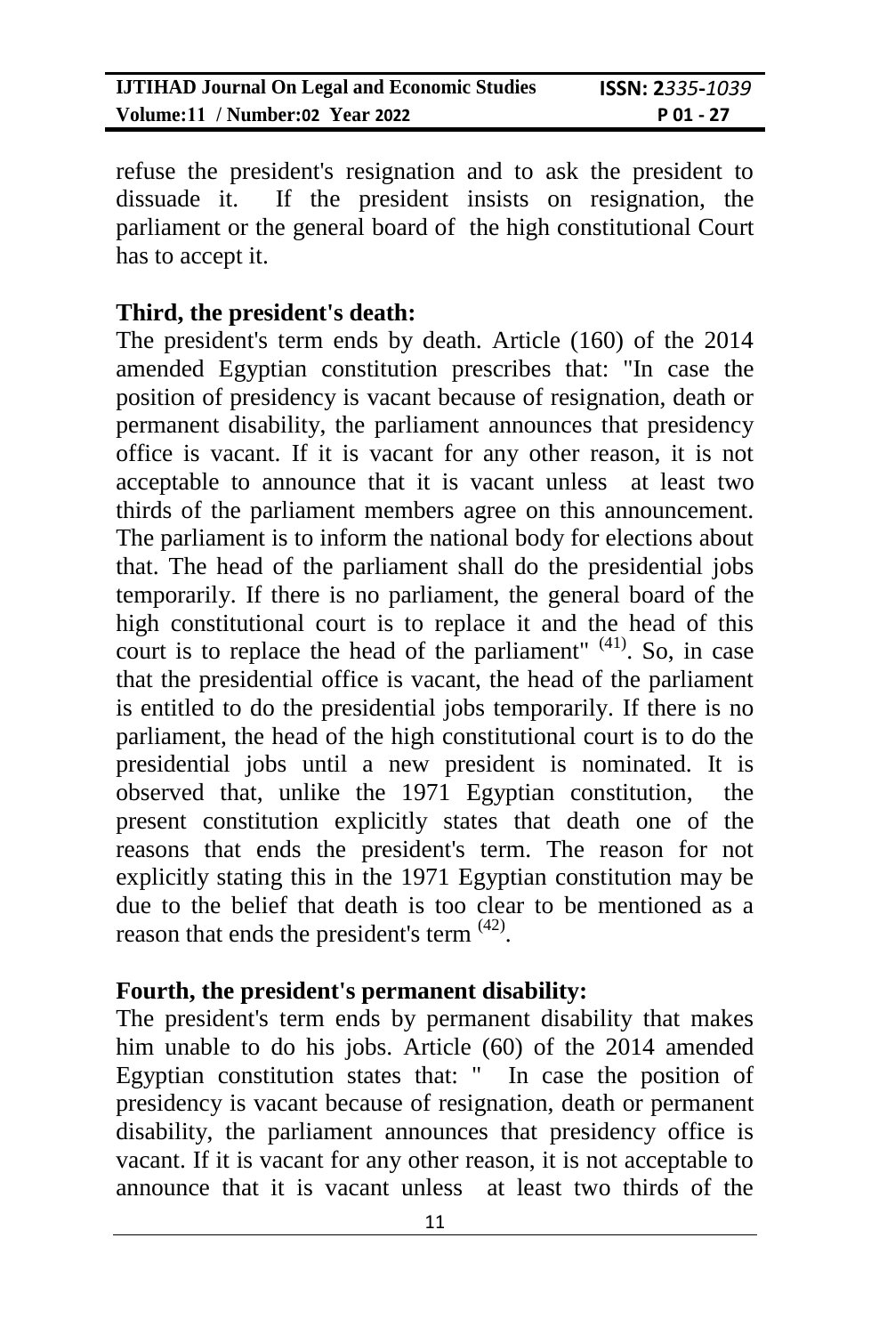refuse the president's resignation and to ask the president to dissuade it. If the president insists on resignation, the parliament or the general board of the high constitutional Court has to accept it.

**Third, the president's death:**

The president's term ends by death. Article (160) of the 2014 amended Egyptian constitution prescribes that: "In case the position of presidency is vacant because of resignation, death or permanent disability, the parliament announces that presidency office is vacant. If it is vacant for any other reason, it is not acceptable to announce that it is vacant unless at least two thirds of the parliament members agree on this announcement. The parliament is to inform the national body for elections about that. The head of the parliament shall do the presidential jobs temporarily. If there is no parliament, the general board of the high constitutional court is to replace it and the head of this court is to replace the head of the parliament" [41]. So, in case that the presidential office is vacant, the head of the parliament is entitled to do the presidential jobs temporarily. If there is no parliament, the head of the high constitutional court is to do the presidential jobs until a new president is nominated. It is observed that, unlike the 1971 Egyptian constitution, the present constitution explicitly states that death one of the reasons that ends the president's term. The reason for not explicitly stating this in the 1971 Egyptian constitution may be due to the belief that death is too clear to be mentioned as a reason that ends the president's term [42].

**Fourth, the president's permanent disability:**

The president's term ends by permanent disability that makes him unable to do his jobs. Article (60) of the 2014 amended Egyptian constitution states that: " In case the position of presidency is vacant because of resignation, death or permanent disability, the parliament announces that presidency office is vacant. If it is vacant for any other reason, it is not acceptable to announce that it is vacant unless at least two thirds of the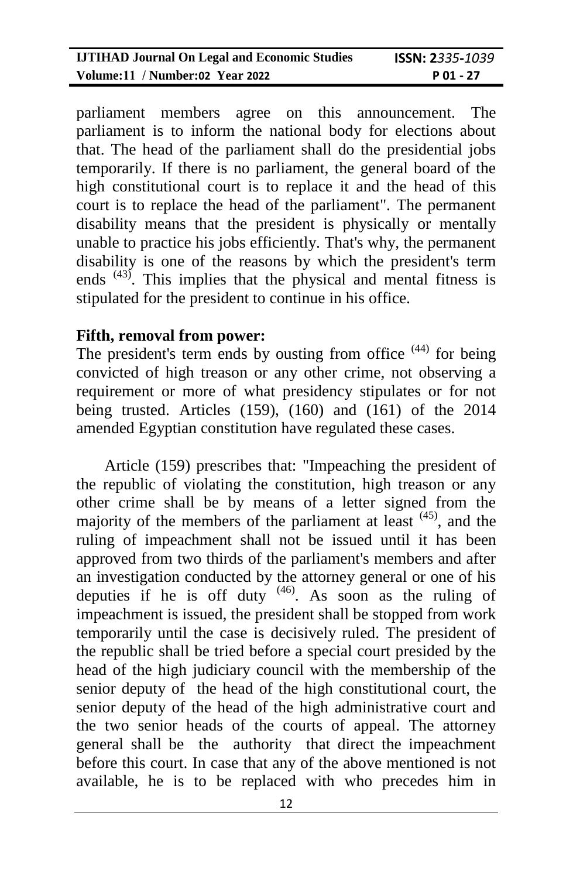parliament members agree on this announcement. The parliament is to inform the national body for elections about that. The head of the parliament shall do the presidential jobs temporarily. If there is no parliament, the general board of the high constitutional court is to replace it and the head of this court is to replace the head of the parliament". The permanent disability means that the president is physically or mentally unable to practice his jobs efficiently. That's why, the permanent disability is one of the reasons by which the president's term ends [43]. This implies that the physical and mental fitness is stipulated for the president to continue in his office.

**Fifth, removal from power:**

The president's term ends by ousting from office [44] for being convicted of high treason or any other crime, not observing a requirement or more of what presidency stipulates or for not being trusted. Articles (159), (160) and (161) of the 2014 amended Egyptian constitution have regulated these cases.

Article (159) prescribes that: "Impeaching the president of the republic of violating the constitution, high treason or any other crime shall be by means of a letter signed from the majority of the members of the parliament at least [45], and the ruling of impeachment shall not be issued until it has been approved from two thirds of the parliament's members and after an investigation conducted by the attorney general or one of his deputies if he is off duty [46]. As soon as the ruling of impeachment is issued, the president shall be stopped from work temporarily until the case is decisively ruled. The president of the republic shall be tried before a special court presided by the head of the high judiciary council with the membership of the senior deputy of the head of the high constitutional court, the senior deputy of the head of the high administrative court and the two senior heads of the courts of appeal. The attorney general shall be the authority that direct the impeachment before this court. In case that any of the above mentioned is not available, he is to be replaced with who precedes him in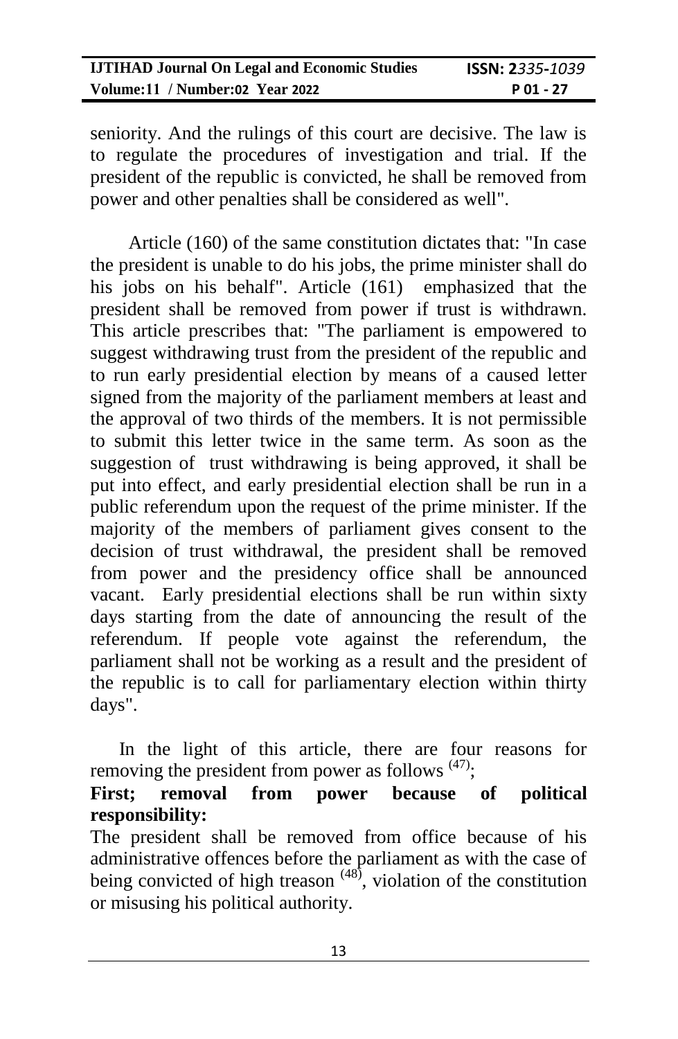seniority. And the rulings of this court are decisive. The law is to regulate the procedures of investigation and trial. If the president of the republic is convicted, he shall be removed from power and other penalties shall be considered as well".

Article (160) of the same constitution dictates that: "In case the president is unable to do his jobs, the prime minister shall do his jobs on his behalf". Article (161) emphasized that the president shall be removed from power if trust is withdrawn. This article prescribes that: "The parliament is empowered to suggest withdrawing trust from the president of the republic and to run early presidential election by means of a caused letter signed from the majority of the parliament members at least and the approval of two thirds of the members. It is not permissible to submit this letter twice in the same term. As soon as the suggestion of trust withdrawing is being approved, it shall be put into effect, and early presidential election shall be run in a public referendum upon the request of the prime minister. If the majority of the members of parliament gives consent to the decision of trust withdrawal, the president shall be removed from power and the presidency office shall be announced vacant. Early presidential elections shall be run within sixty days starting from the date of announcing the result of the referendum. If people vote against the referendum, the parliament shall not be working as a result and the president of the republic is to call for parliamentary election within thirty days".

In the light of this article, there are four reasons for removing the president from power as follows [47];

**First; removal from power because of political responsibility:**

The president shall be removed from office because of his administrative offences before the parliament as with the case of being convicted of high treason [48], violation of the constitution or misusing his political authority.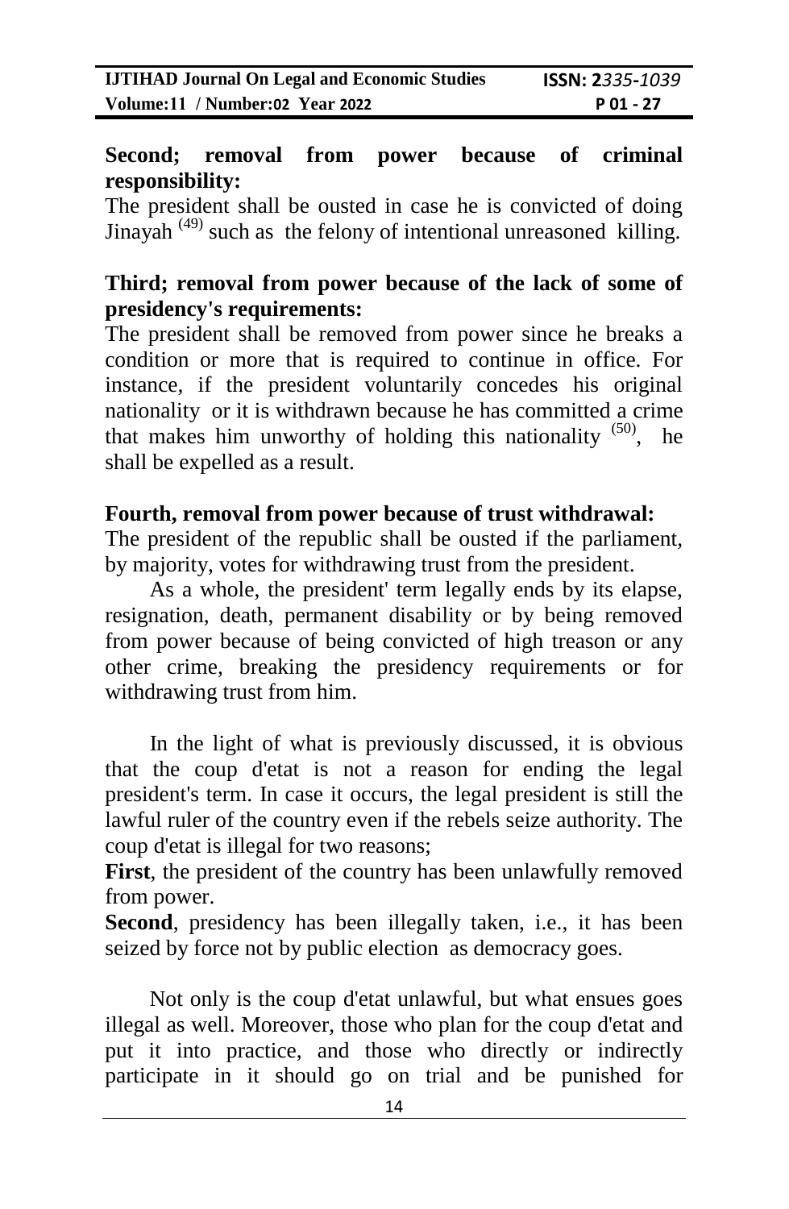**Second; removal from power because of criminal responsibility:**

The president shall be ousted in case he is convicted of doing Jinayah [49] such as the felony of intentional unreasoned killing.

**Third; removal from power because of the lack of some of presidency's requirements:**

The president shall be removed from power since he breaks a condition or more that is required to continue in office. For instance, if the president voluntarily concedes his original nationality or it is withdrawn because he has committed a crime that makes him unworthy of holding this nationality [50], he shall be expelled as a result.

**Fourth, removal from power because of trust withdrawal:**

The president of the republic shall be ousted if the parliament, by majority, votes for withdrawing trust from the president.

As a whole, the president' term legally ends by its elapse, resignation, death, permanent disability or by being removed from power because of being convicted of high treason or any other crime, breaking the presidency requirements or for withdrawing trust from him.

In the light of what is previously discussed, it is obvious that the coup d'etat is not a reason for ending the legal president's term. In case it occurs, the legal president is still the lawful ruler of the country even if the rebels seize authority. The coup d'etat is illegal for two reasons;

**First**, the president of the country has been unlawfully removed from power.

**Second**, presidency has been illegally taken, i.e., it has been seized by force not by public election as democracy goes.

Not only is the coup d'etat unlawful, but what ensues goes illegal as well. Moreover, those who plan for the coup d'etat and put it into practice, and those who directly or indirectly participate in it should go on trial and be punished for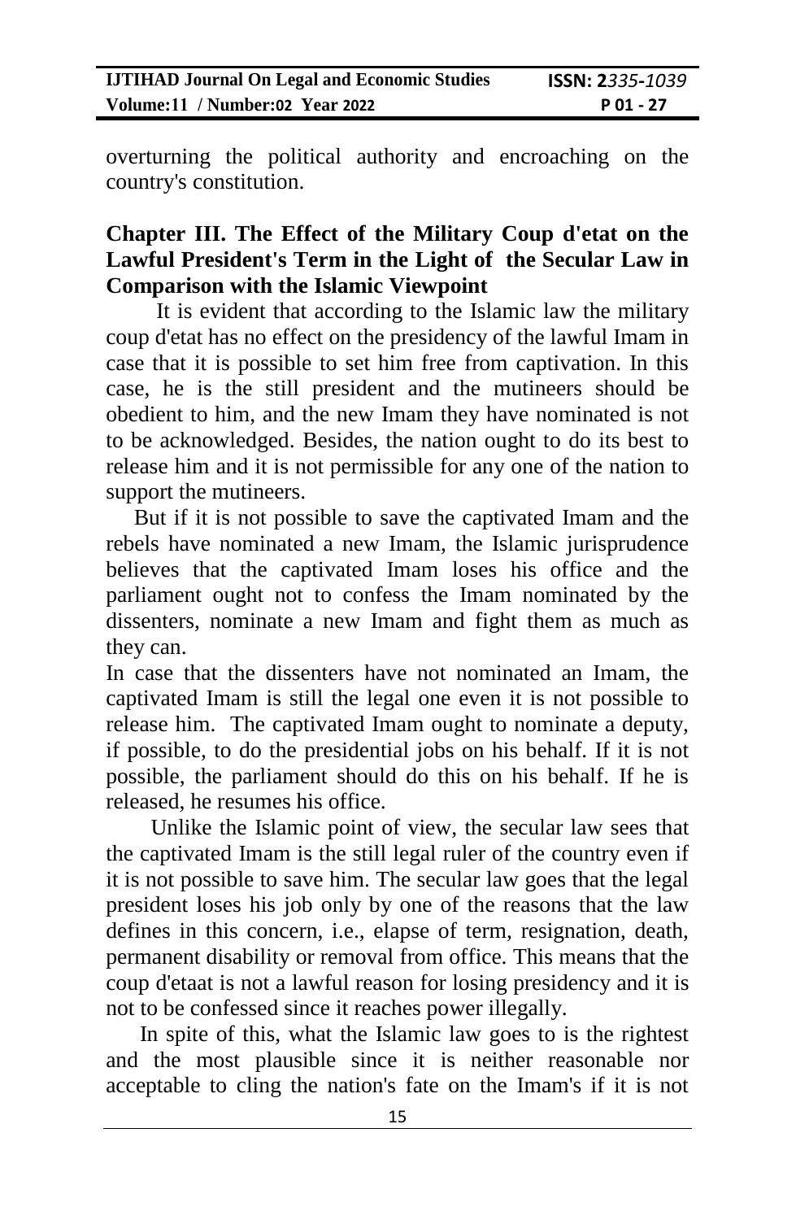overturning the political authority and encroaching on the country's constitution.

## Chapter III. The Effect of the Military Coup d'etat on the Lawful President's Term in the Light of the Secular Law in Comparison with the Islamic Viewpoint

It is evident that according to the Islamic law the military coup d'etat has no effect on the presidency of the lawful Imam in case that it is possible to set him free from captivation. In this case, he is the still president and the mutineers should be obedient to him, and the new Imam they have nominated is not to be acknowledged. Besides, the nation ought to do its best to release him and it is not permissible for any one of the nation to support the mutineers.

But if it is not possible to save the captivated Imam and the rebels have nominated a new Imam, the Islamic jurisprudence believes that the captivated Imam loses his office and the parliament ought not to confess the Imam nominated by the dissenters, nominate a new Imam and fight them as much as they can.

In case that the dissenters have not nominated an Imam, the captivated Imam is still the legal one even it is not possible to release him. The captivated Imam ought to nominate a deputy, if possible, to do the presidential jobs on his behalf. If it is not possible, the parliament should do this on his behalf. If he is released, he resumes his office.

Unlike the Islamic point of view, the secular law sees that the captivated Imam is the still legal ruler of the country even if it is not possible to save him. The secular law goes that the legal president loses his job only by one of the reasons that the law defines in this concern, i.e., elapse of term, resignation, death, permanent disability or removal from office. This means that the coup d'etaat is not a lawful reason for losing presidency and it is not to be confessed since it reaches power illegally.

In spite of this, what the Islamic law goes to is the rightest and the most plausible since it is neither reasonable nor acceptable to cling the nation's fate on the Imam's if it is not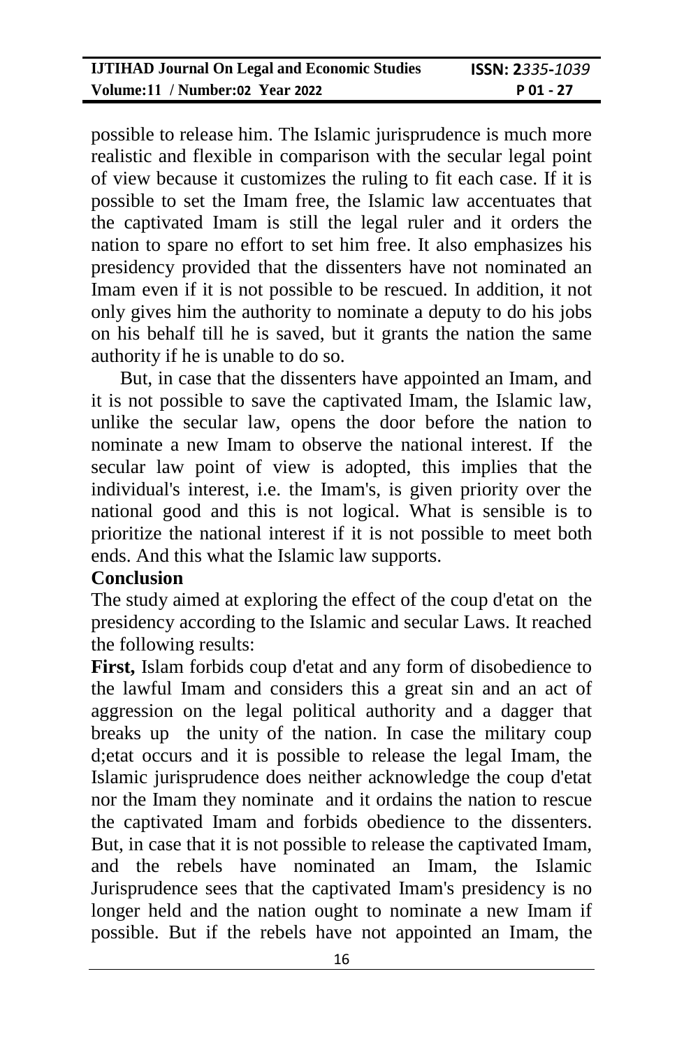possible to release him. The Islamic jurisprudence is much more realistic and flexible in comparison with the secular legal point of view because it customizes the ruling to fit each case. If it is possible to set the Imam free, the Islamic law accentuates that the captivated Imam is still the legal ruler and it orders the nation to spare no effort to set him free. It also emphasizes his presidency provided that the dissenters have not nominated an Imam even if it is not possible to be rescued. In addition, it not only gives him the authority to nominate a deputy to do his jobs on his behalf till he is saved, but it grants the nation the same authority if he is unable to do so.

But, in case that the dissenters have appointed an Imam, and it is not possible to save the captivated Imam, the Islamic law, unlike the secular law, opens the door before the nation to nominate a new Imam to observe the national interest. If the secular law point of view is adopted, this implies that the individual's interest, i.e. the Imam's, is given priority over the national good and this is not logical. What is sensible is to prioritize the national interest if it is not possible to meet both ends. And this what the Islamic law supports.

## Conclusion

The study aimed at exploring the effect of the coup d'etat on the presidency according to the Islamic and secular Laws. It reached the following results:

**First,** Islam forbids coup d'etat and any form of disobedience to the lawful Imam and considers this a great sin and an act of aggression on the legal political authority and a dagger that breaks up the unity of the nation. In case the military coup d;etat occurs and it is possible to release the legal Imam, the Islamic jurisprudence does neither acknowledge the coup d'etat nor the Imam they nominate and it ordains the nation to rescue the captivated Imam and forbids obedience to the dissenters. But, in case that it is not possible to release the captivated Imam, and the rebels have nominated an Imam, the Islamic Jurisprudence sees that the captivated Imam's presidency is no longer held and the nation ought to nominate a new Imam if possible. But if the rebels have not appointed an Imam, the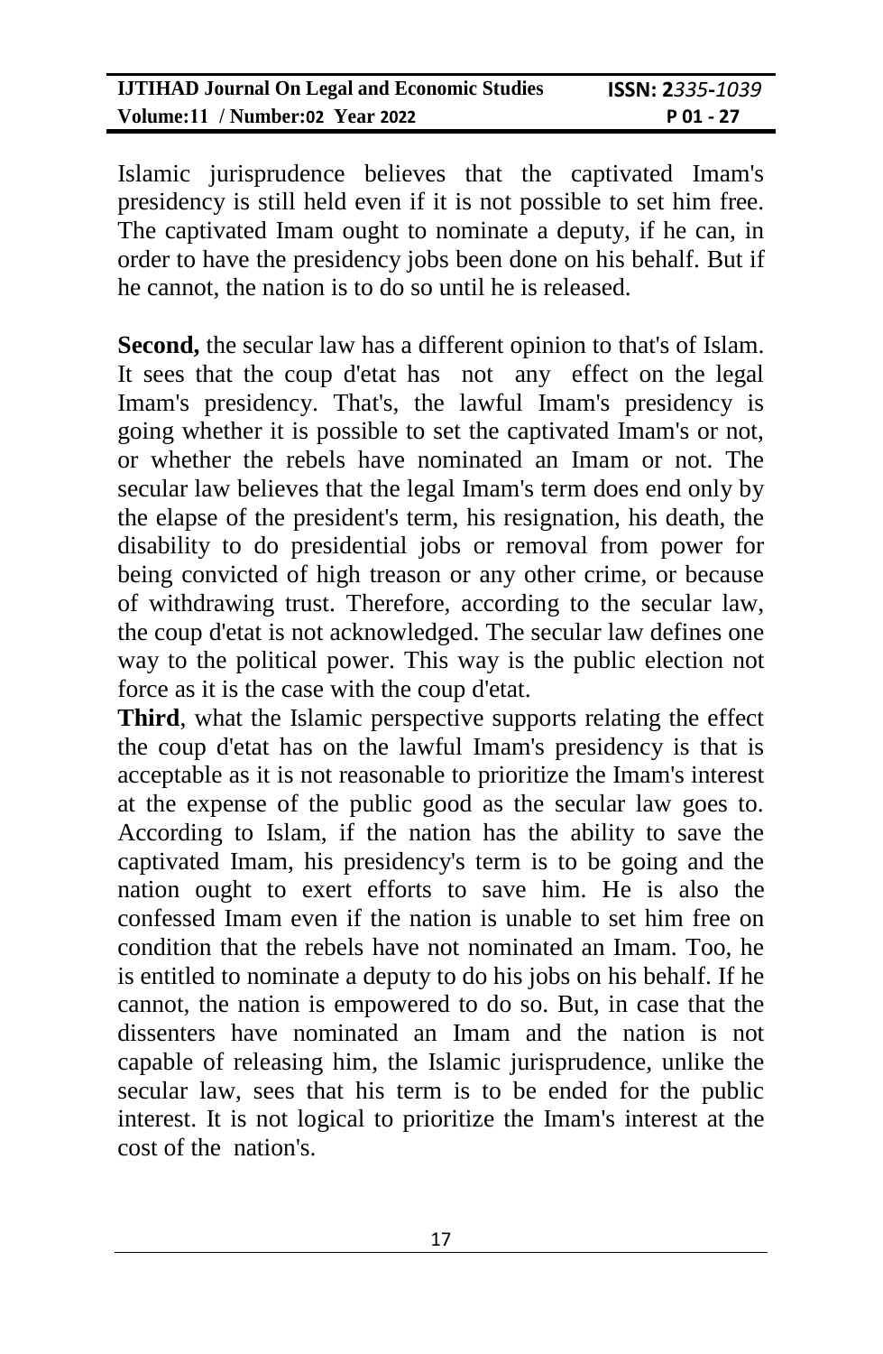Islamic jurisprudence believes that the captivated Imam's presidency is still held even if it is not possible to set him free. The captivated Imam ought to nominate a deputy, if he can, in order to have the presidency jobs been done on his behalf. But if he cannot, the nation is to do so until he is released.

**Second,** the secular law has a different opinion to that's of Islam. It sees that the coup d'etat has not any effect on the legal Imam's presidency. That's, the lawful Imam's presidency is going whether it is possible to set the captivated Imam's or not, or whether the rebels have nominated an Imam or not. The secular law believes that the legal Imam's term does end only by the elapse of the president's term, his resignation, his death, the disability to do presidential jobs or removal from power for being convicted of high treason or any other crime, or because of withdrawing trust. Therefore, according to the secular law, the coup d'etat is not acknowledged. The secular law defines one way to the political power. This way is the public election not force as it is the case with the coup d'etat.

**Third**, what the Islamic perspective supports relating the effect the coup d'etat has on the lawful Imam's presidency is that is acceptable as it is not reasonable to prioritize the Imam's interest at the expense of the public good as the secular law goes to. According to Islam, if the nation has the ability to save the captivated Imam, his presidency's term is to be going and the nation ought to exert efforts to save him. He is also the confessed Imam even if the nation is unable to set him free on condition that the rebels have not nominated an Imam. Too, he is entitled to nominate a deputy to do his jobs on his behalf. If he cannot, the nation is empowered to do so. But, in case that the dissenters have nominated an Imam and the nation is not capable of releasing him, the Islamic jurisprudence, unlike the secular law, sees that his term is to be ended for the public interest. It is not logical to prioritize the Imam's interest at the cost of the nation's.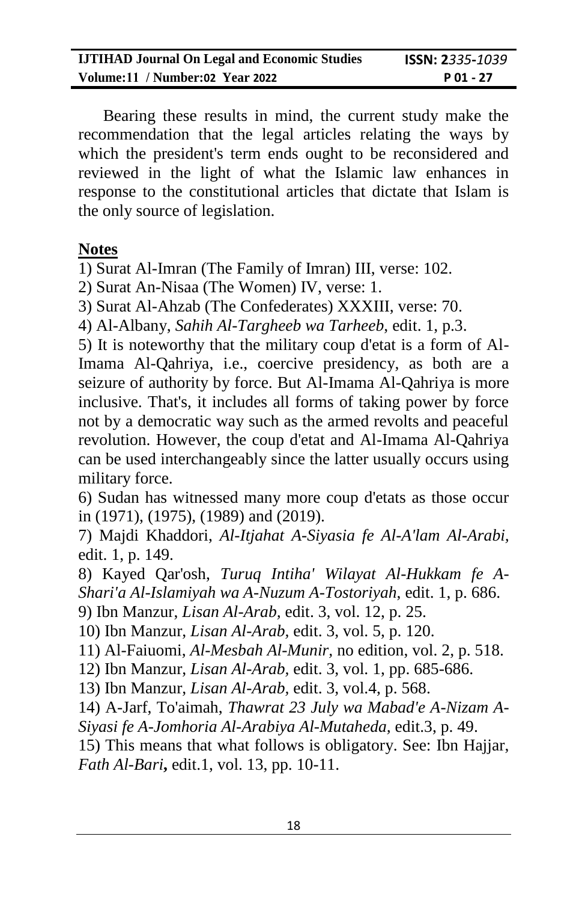Bearing these results in mind, the current study make the recommendation that the legal articles relating the ways by which the president's term ends ought to be reconsidered and reviewed in the light of what the Islamic law enhances in response to the constitutional articles that dictate that Islam is the only source of legislation.

## Notes

1) Surat Al-Imran (The Family of Imran) III, verse: 102.

2) Surat An-Nisaa (The Women) IV, verse: 1.

3) Surat Al-Ahzab (The Confederates) XXXIII, verse: 70.

4) Al-Albany, *Sahih Al-Targheeb wa Tarheeb*, edit. 1, p.3.

5) It is noteworthy that the military coup d'etat is a form of Al-Imama Al-Qahriya, i.e., coercive presidency, as both are a seizure of authority by force. But Al-Imama Al-Qahriya is more inclusive. That's, it includes all forms of taking power by force not by a democratic way such as the armed revolts and peaceful revolution. However, the coup d'etat and Al-Imama Al-Qahriya can be used interchangeably since the latter usually occurs using military force.

6) Sudan has witnessed many more coup d'etats as those occur in (1971), (1975), (1989) and (2019).

7) Majdi Khaddori, *Al-Itjahat A-Siyasia fe Al-A'lam Al-Arabi*, edit. 1, p. 149.

8) Kayed Qar'osh, *Turuq Intiha' Wilayat Al-Hukkam fe A-Shari'a Al-Islamiyah wa A-Nuzum A-Tostoriyah*, edit. 1, p. 686.

9) Ibn Manzur, *Lisan Al-Arab*, edit. 3, vol. 12, p. 25.

10) Ibn Manzur, *Lisan Al-Arab*, edit. 3, vol. 5, p. 120.

11) Al-Faiuomi, *Al-Mesbah Al-Munir*, no edition, vol. 2, p. 518.

12) Ibn Manzur, *Lisan Al-Arab*, edit. 3, vol. 1, pp. 685-686.

13) Ibn Manzur, *Lisan Al-Arab*, edit. 3, vol.4, p. 568.

14) A-Jarf, To'aimah, *Thawrat 23 July wa Mabad'e A-Nizam A-Siyasi fe A-Jomhoria Al-Arabiya Al-Mutaheda*, edit.3, p. 49.

15) This means that what follows is obligatory. See: Ibn Hajjar, *Fath Al-Bari***,** edit.1, vol. 13, pp. 10-11.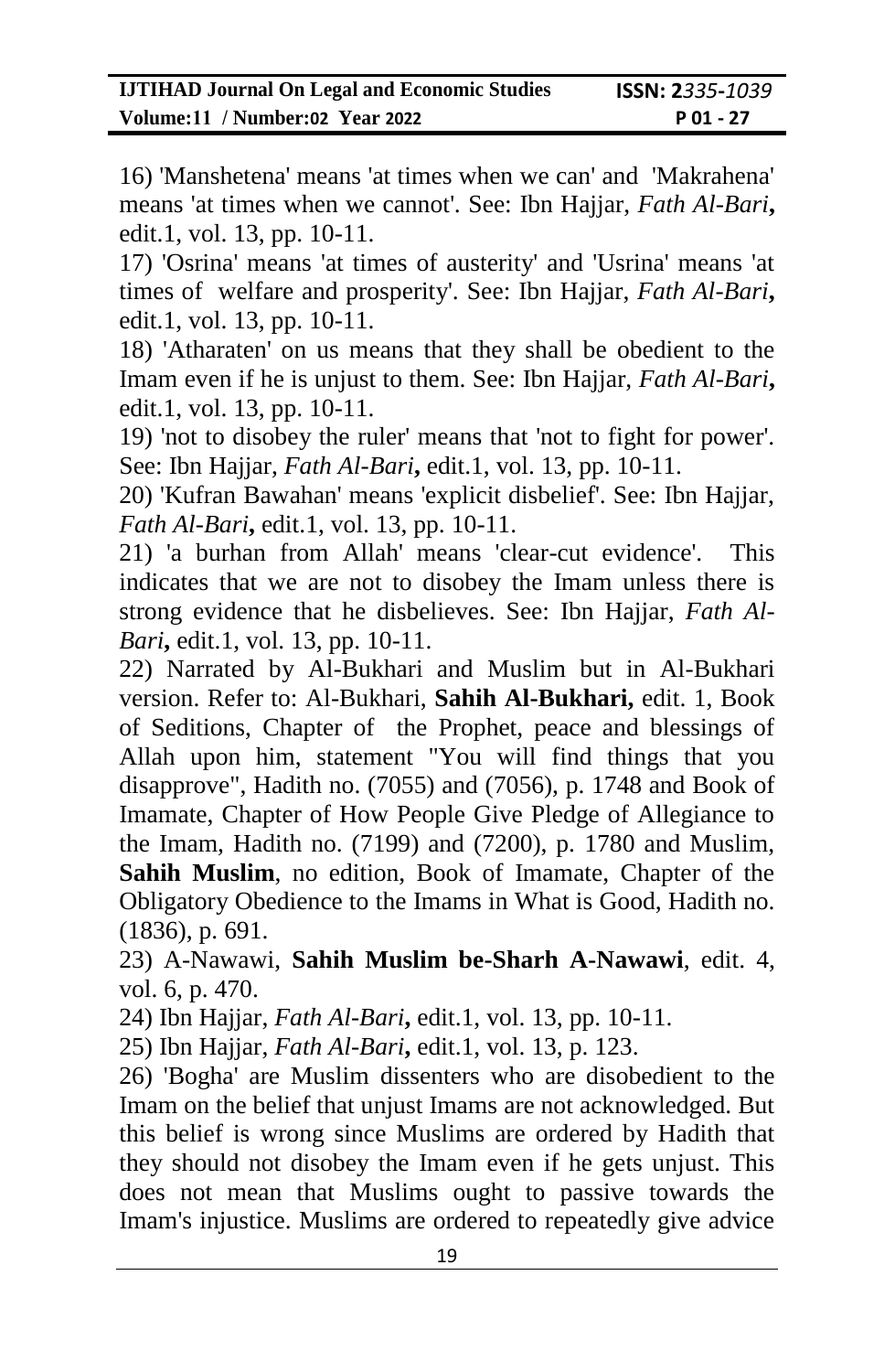16) 'Manshetena' means 'at times when we can' and 'Makrahena' means 'at times when we cannot'. See: Ibn Hajjar, *Fath Al-Bari***,** edit.1, vol. 13, pp. 10-11.

17) 'Osrina' means 'at times of austerity' and 'Usrina' means 'at times of welfare and prosperity'. See: Ibn Hajjar, *Fath Al-Bari***,** edit.1, vol. 13, pp. 10-11.

18) 'Atharaten' on us means that they shall be obedient to the Imam even if he is unjust to them. See: Ibn Hajjar, *Fath Al-Bari***,** edit.1, vol. 13, pp. 10-11.

19) 'not to disobey the ruler' means that 'not to fight for power'. See: Ibn Hajjar, *Fath Al-Bari***,** edit.1, vol. 13, pp. 10-11.

20) 'Kufran Bawahan' means 'explicit disbelief'. See: Ibn Hajjar, *Fath Al-Bari***,** edit.1, vol. 13, pp. 10-11.

21) 'a burhan from Allah' means 'clear-cut evidence'. This indicates that we are not to disobey the Imam unless there is strong evidence that he disbelieves. See: Ibn Hajjar, *Fath Al-Bari***,** edit.1, vol. 13, pp. 10-11.

22) Narrated by Al-Bukhari and Muslim but in Al-Bukhari version. Refer to: Al-Bukhari, **Sahih Al-Bukhari,** edit. 1, Book of Seditions, Chapter of the Prophet, peace and blessings of Allah upon him, statement "You will find things that you disapprove", Hadith no. (7055) and (7056), p. 1748 and Book of Imamate, Chapter of How People Give Pledge of Allegiance to the Imam, Hadith no. (7199) and (7200), p. 1780 and Muslim, **Sahih Muslim**, no edition, Book of Imamate, Chapter of the Obligatory Obedience to the Imams in What is Good, Hadith no. (1836), p. 691.

23) A-Nawawi, **Sahih Muslim be-Sharh A-Nawawi**, edit. 4, vol. 6, p. 470.

24) Ibn Hajjar, *Fath Al-Bari***,** edit.1, vol. 13, pp. 10-11.

25) Ibn Hajjar, *Fath Al-Bari***,** edit.1, vol. 13, p. 123.

26) 'Bogha' are Muslim dissenters who are disobedient to the Imam on the belief that unjust Imams are not acknowledged. But this belief is wrong since Muslims are ordered by Hadith that they should not disobey the Imam even if he gets unjust. This does not mean that Muslims ought to passive towards the Imam's injustice. Muslims are ordered to repeatedly give advice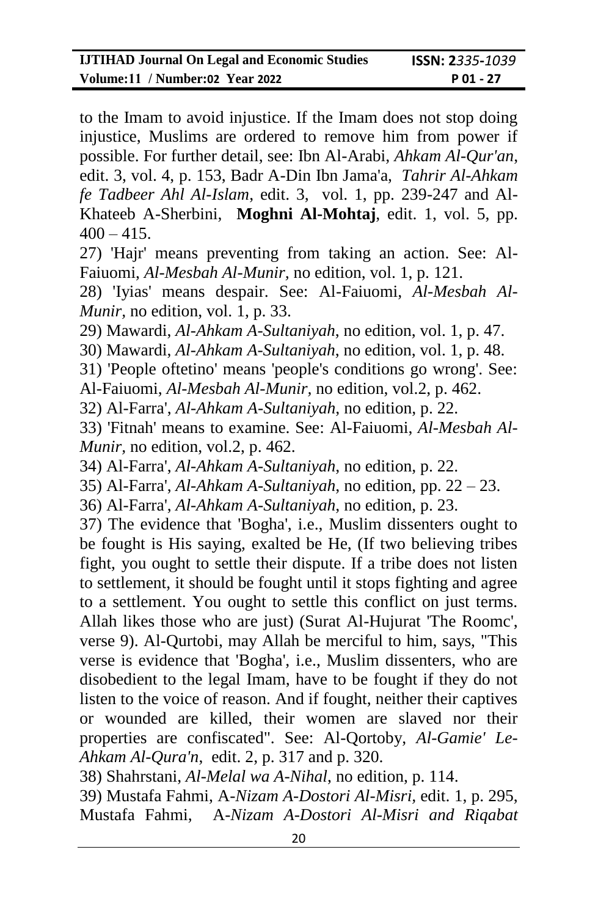to the Imam to avoid injustice. If the Imam does not stop doing injustice, Muslims are ordered to remove him from power if possible. For further detail, see: Ibn Al-Arabi, *Ahkam Al-Qur'an*, edit. 3, vol. 4, p. 153, Badr A-Din Ibn Jama'a, *Tahrir Al-Ahkam fe Tadbeer Ahl Al-Islam*, edit. 3, vol. 1, pp. 239-247 and Al-Khateeb A-Sherbini, **Moghni Al-Mohtaj**, edit. 1, vol. 5, pp. 400 – 415.

27) 'Hajr' means preventing from taking an action. See: Al-Faiuomi, *Al-Mesbah Al-Munir,* no edition, vol. 1, p. 121.

28) 'Iyias' means despair. See: Al-Faiuomi, *Al-Mesbah Al-Munir,* no edition, vol. 1, p. 33.

29) Mawardi, *Al-Ahkam A-Sultaniyah*, no edition, vol. 1, p. 47.

30) Mawardi, *Al-Ahkam A-Sultaniyah*, no edition, vol. 1, p. 48.

31) 'People oftetino' means 'people's conditions go wrong'. See: Al-Faiuomi, *Al-Mesbah Al-Munir,* no edition, vol.2, p. 462.

32) Al-Farra', *Al-Ahkam A-Sultaniyah,* no edition, p. 22.

33) 'Fitnah' means to examine. See: Al-Faiuomi, *Al-Mesbah Al-Munir,* no edition, vol.2, p. 462.

34) Al-Farra', *Al-Ahkam A-Sultaniyah,* no edition, p. 22.

35) Al-Farra', *Al-Ahkam A-Sultaniyah,* no edition, pp. 22 – 23.

36) Al-Farra', *Al-Ahkam A-Sultaniyah,* no edition, p. 23.

37) The evidence that 'Bogha', i.e., Muslim dissenters ought to be fought is His saying, exalted be He, (If two believing tribes fight, you ought to settle their dispute. If a tribe does not listen to settlement, it should be fought until it stops fighting and agree to a settlement. You ought to settle this conflict on just terms. Allah likes those who are just) (Surat Al-Hujurat 'The Roomc', verse 9). Al-Qurtobi, may Allah be merciful to him, says, "This verse is evidence that 'Bogha', i.e., Muslim dissenters, who are disobedient to the legal Imam, have to be fought if they do not listen to the voice of reason. And if fought, neither their captives or wounded are killed, their women are slaved nor their properties are confiscated". See: Al-Qortoby, *Al-Gamie' Le-Ahkam Al-Qura'n*, edit. 2, p. 317 and p. 320.

38) Shahrstani, *Al-Melal wa A-Nihal*, no edition, p. 114.

39) Mustafa Fahmi, A-*Nizam A-Dostori Al-Misri*, edit. 1, p. 295, Mustafa Fahmi, A-*Nizam A-Dostori Al-Misri and Riqabat*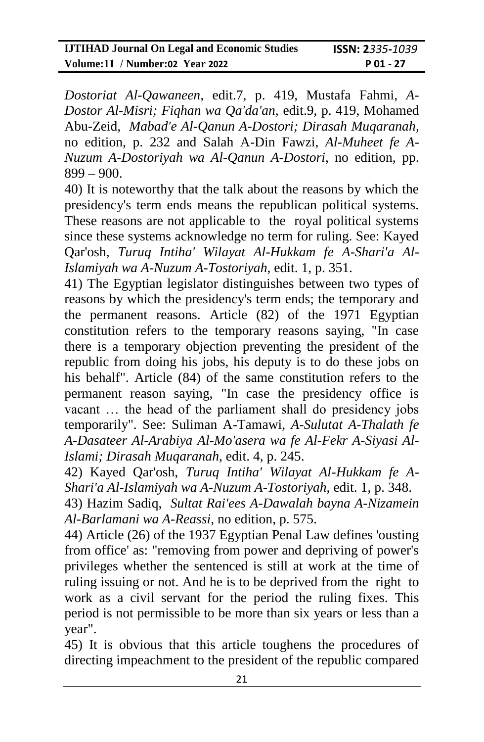*Dostoriat Al-Qawaneen*, edit.7, p. 419, Mustafa Fahmi, *A-Dostor Al-Misri; Fiqhan wa Qa'da'an*, edit.9, p. 419, Mohamed Abu-Zeid, *Mabad'e Al-Qanun A-Dostori; Dirasah Muqaranah*, no edition, p. 232 and Salah A-Din Fawzi, *Al-Muheet fe A-Nuzum A-Dostoriyah wa Al-Qanun A-Dostori*, no edition, pp. 899 – 900.

40) It is noteworthy that the talk about the reasons by which the presidency's term ends means the republican political systems. These reasons are not applicable to the royal political systems since these systems acknowledge no term for ruling. See: Kayed Qar'osh, *Turuq Intiha' Wilayat Al-Hukkam fe A-Shari'a Al-Islamiyah wa A-Nuzum A-Tostoriyah*, edit. 1, p. 351.

41) The Egyptian legislator distinguishes between two types of reasons by which the presidency's term ends; the temporary and the permanent reasons. Article (82) of the 1971 Egyptian constitution refers to the temporary reasons saying, "In case there is a temporary objection preventing the president of the republic from doing his jobs, his deputy is to do these jobs on his behalf". Article (84) of the same constitution refers to the permanent reason saying, "In case the presidency office is vacant … the head of the parliament shall do presidency jobs temporarily". See: Suliman A-Tamawi, *A-Sulutat A-Thalath fe A-Dasateer Al-Arabiya Al-Mo'asera wa fe Al-Fekr A-Siyasi Al-Islami; Dirasah Muqaranah*, edit. 4, p. 245.

42) Kayed Qar'osh, *Turuq Intiha' Wilayat Al-Hukkam fe A-Shari'a Al-Islamiyah wa A-Nuzum A-Tostoriyah*, edit. 1, p. 348.

43) Hazim Sadiq, *Sultat Rai'ees A-Dawalah bayna A-Nizamein Al-Barlamani wa A-Reassi*, no edition, p. 575.

44) Article (26) of the 1937 Egyptian Penal Law defines 'ousting from office' as: "removing from power and depriving of power's privileges whether the sentenced is still at work at the time of ruling issuing or not. And he is to be deprived from the right to work as a civil servant for the period the ruling fixes. This period is not permissible to be more than six years or less than a year".

45) It is obvious that this article toughens the procedures of directing impeachment to the president of the republic compared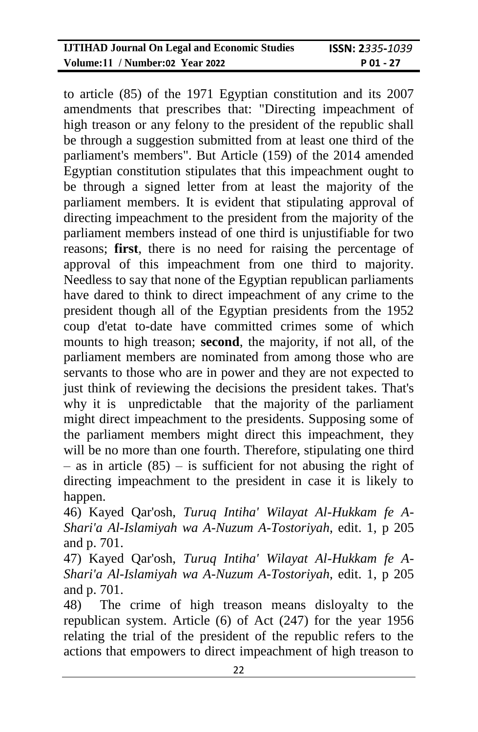to article (85) of the 1971 Egyptian constitution and its 2007 amendments that prescribes that: "Directing impeachment of high treason or any felony to the president of the republic shall be through a suggestion submitted from at least one third of the parliament's members". But Article (159) of the 2014 amended Egyptian constitution stipulates that this impeachment ought to be through a signed letter from at least the majority of the parliament members. It is evident that stipulating approval of directing impeachment to the president from the majority of the parliament members instead of one third is unjustifiable for two reasons; **first**, there is no need for raising the percentage of approval of this impeachment from one third to majority. Needless to say that none of the Egyptian republican parliaments have dared to think to direct impeachment of any crime to the president though all of the Egyptian presidents from the 1952 coup d'etat to-date have committed crimes some of which mounts to high treason; **second**, the majority, if not all, of the parliament members are nominated from among those who are servants to those who are in power and they are not expected to just think of reviewing the decisions the president takes. That's why it is unpredictable that the majority of the parliament might direct impeachment to the presidents. Supposing some of the parliament members might direct this impeachment, they will be no more than one fourth. Therefore, stipulating one third – as in article (85) – is sufficient for not abusing the right of directing impeachment to the president in case it is likely to happen.

46) Kayed Qar'osh, *Turuq Intiha' Wilayat Al-Hukkam fe A-Shari'a Al-Islamiyah wa A-Nuzum A-Tostoriyah*, edit. 1, p 205 and p. 701.

47) Kayed Qar'osh, *Turuq Intiha' Wilayat Al-Hukkam fe A-Shari'a Al-Islamiyah wa A-Nuzum A-Tostoriyah*, edit. 1, p 205 and p. 701.

48) The crime of high treason means disloyalty to the republican system. Article (6) of Act (247) for the year 1956 relating the trial of the president of the republic refers to the actions that empowers to direct impeachment of high treason to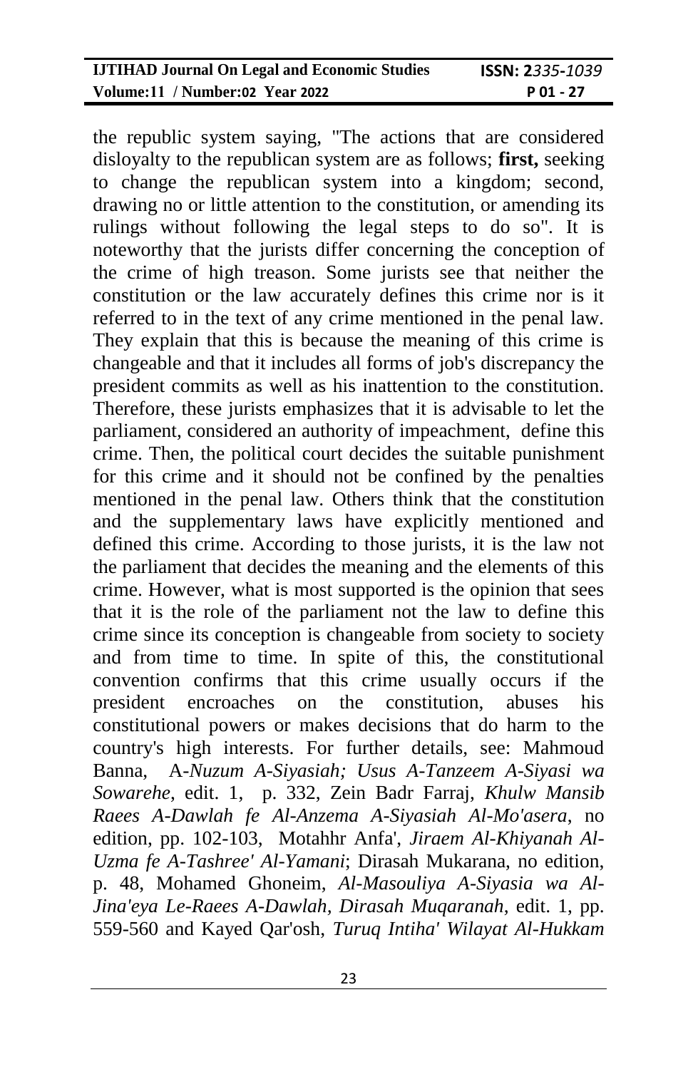the republic system saying, "The actions that are considered disloyalty to the republican system are as follows; **first,** seeking to change the republican system into a kingdom; second, drawing no or little attention to the constitution, or amending its rulings without following the legal steps to do so". It is noteworthy that the jurists differ concerning the conception of the crime of high treason. Some jurists see that neither the constitution or the law accurately defines this crime nor is it referred to in the text of any crime mentioned in the penal law. They explain that this is because the meaning of this crime is changeable and that it includes all forms of job's discrepancy the president commits as well as his inattention to the constitution. Therefore, these jurists emphasizes that it is advisable to let the parliament, considered an authority of impeachment, define this crime. Then, the political court decides the suitable punishment for this crime and it should not be confined by the penalties mentioned in the penal law. Others think that the constitution and the supplementary laws have explicitly mentioned and defined this crime. According to those jurists, it is the law not the parliament that decides the meaning and the elements of this crime. However, what is most supported is the opinion that sees that it is the role of the parliament not the law to define this crime since its conception is changeable from society to society and from time to time. In spite of this, the constitutional convention confirms that this crime usually occurs if the president encroaches on the constitution, abuses his constitutional powers or makes decisions that do harm to the country's high interests. For further details, see: Mahmoud Banna, A-*Nuzum A-Siyasiah; Usus A-Tanzeem A-Siyasi wa Sowarehe*, edit. 1, p. 332, Zein Badr Farraj, *Khulw Mansib Raees A-Dawlah fe Al-Anzema A-Siyasiah Al-Mo'asera*, no edition, pp. 102-103, Motahhr Anfa', *Jiraem Al-Khiyanah Al-Uzma fe A-Tashree' Al-Yamani*; Dirasah Mukarana, no edition, p. 48, Mohamed Ghoneim, *Al-Masouliya A-Siyasia wa Al-Jina'eya Le-Raees A-Dawlah, Dirasah Muqaranah*, edit. 1, pp. 559-560 and Kayed Qar'osh, *Turuq Intiha' Wilayat Al-Hukkam*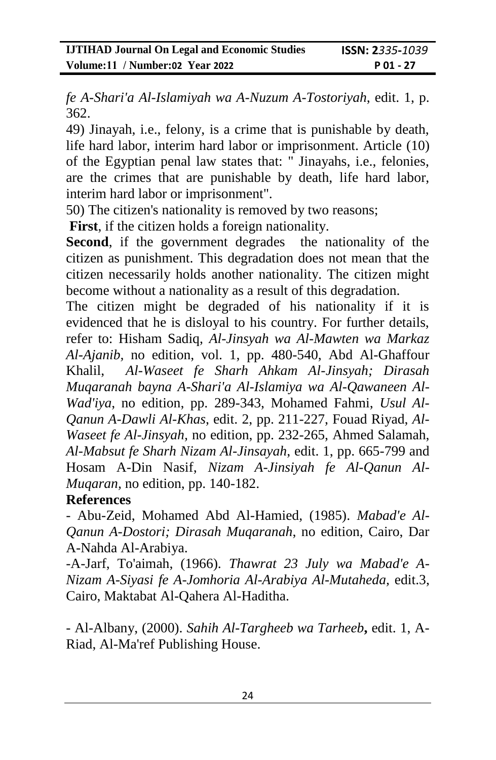*fe A-Shari'a Al-Islamiyah wa A-Nuzum A-Tostoriyah*, edit. 1, p. 362.

49) Jinayah, i.e., felony, is a crime that is punishable by death, life hard labor, interim hard labor or imprisonment. Article (10) of the Egyptian penal law states that: " Jinayahs, i.e., felonies, are the crimes that are punishable by death, life hard labor, interim hard labor or imprisonment".

50) The citizen's nationality is removed by two reasons;

**First**, if the citizen holds a foreign nationality.

**Second**, if the government degrades the nationality of the citizen as punishment. This degradation does not mean that the citizen necessarily holds another nationality. The citizen might become without a nationality as a result of this degradation.

The citizen might be degraded of his nationality if it is evidenced that he is disloyal to his country. For further details, refer to: Hisham Sadiq, *Al-Jinsyah wa Al-Mawten wa Markaz Al-Ajanib*, no edition, vol. 1, pp. 480-540, Abd Al-Ghaffour Khalil, *Al-Waseet fe Sharh Ahkam Al-Jinsyah; Dirasah Muqaranah bayna A-Shari'a Al-Islamiya wa Al-Qawaneen Al-Wad'iya*, no edition, pp. 289-343, Mohamed Fahmi, *Usul Al-Qanun A-Dawli Al-Khas*, edit. 2, pp. 211-227, Fouad Riyad, *Al-Waseet fe Al-Jinsyah*, no edition, pp. 232-265, Ahmed Salamah, *Al-Mabsut fe Sharh Nizam Al-Jinsayah*, edit. 1, pp. 665-799 and Hosam A-Din Nasif, *Nizam A-Jinsiyah fe Al-Qanun Al-Muqaran*, no edition, pp. 140-182.

## References

- Abu-Zeid, Mohamed Abd Al-Hamied, (1985). *Mabad'e Al-Qanun A-Dostori; Dirasah Muqaranah*, no edition, Cairo, Dar A-Nahda Al-Arabiya.

-A-Jarf, To'aimah, (1966). *Thawrat 23 July wa Mabad'e A-Nizam A-Siyasi fe A-Jomhoria Al-Arabiya Al-Mutaheda,* edit.3, Cairo, Maktabat Al-Qahera Al-Haditha.

- Al-Albany, (2000). *Sahih Al-Targheeb wa Tarheeb***,** edit. 1, A-Riad, Al-Ma'ref Publishing House.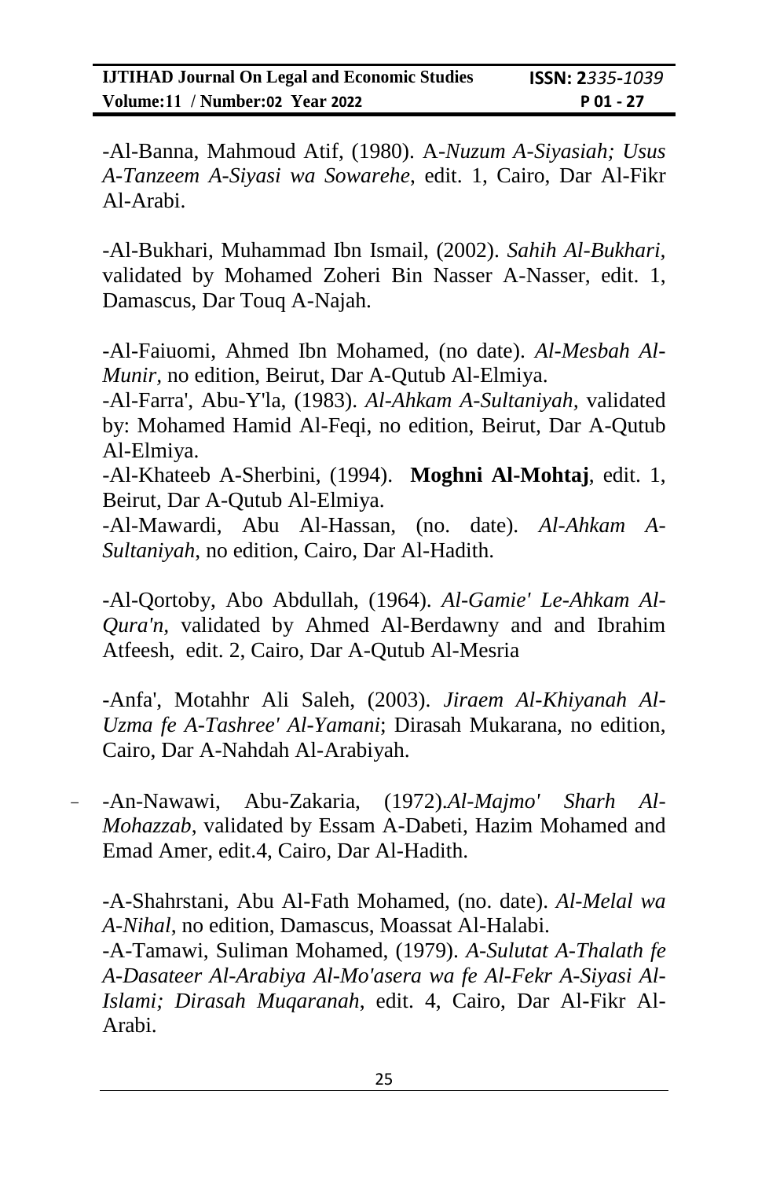-Al-Banna, Mahmoud Atif, (1980). A-*Nuzum A-Siyasiah; Usus A-Tanzeem A-Siyasi wa Sowarehe*, edit. 1, Cairo, Dar Al-Fikr Al-Arabi.

-Al-Bukhari, Muhammad Ibn Ismail, (2002). *Sahih Al-Bukhari*, validated by Mohamed Zoheri Bin Nasser A-Nasser, edit. 1, Damascus, Dar Touq A-Najah.

-Al-Faiuomi, Ahmed Ibn Mohamed, (no date). *Al-Mesbah Al-Munir*, no edition, Beirut, Dar A-Qutub Al-Elmiya.

-Al-Farra', Abu-Y'la, (1983). *Al-Ahkam A-Sultaniyah*, validated by: Mohamed Hamid Al-Feqi, no edition, Beirut, Dar A-Qutub Al-Elmiya.

-Al-Khateeb A-Sherbini, (1994). **Moghni Al-Mohtaj**, edit. 1, Beirut, Dar A-Qutub Al-Elmiya.

-Al-Mawardi, Abu Al-Hassan, (no. date). *Al-Ahkam A-Sultaniyah*, no edition, Cairo, Dar Al-Hadith.

-Al-Qortoby, Abo Abdullah, (1964). *Al-Gamie' Le-Ahkam Al-Qura'n*, validated by Ahmed Al-Berdawny and and Ibrahim Atfeesh, edit. 2, Cairo, Dar A-Qutub Al-Mesria

-Anfa', Motahhr Ali Saleh, (2003). *Jiraem Al-Khiyanah Al-Uzma fe A-Tashree' Al-Yamani*; Dirasah Mukarana, no edition, Cairo, Dar A-Nahdah Al-Arabiyah.

-An-Nawawi, Abu-Zakaria, (1972).*Al-Majmo' Sharh Al-Mohazzab*, validated by Essam A-Dabeti, Hazim Mohamed and Emad Amer, edit.4, Cairo, Dar Al-Hadith.

-A-Shahrstani, Abu Al-Fath Mohamed, (no. date). *Al-Melal wa A-Nihal*, no edition, Damascus, Moassat Al-Halabi.

-A-Tamawi, Suliman Mohamed, (1979). *A-Sulutat A-Thalath fe A-Dasateer Al-Arabiya Al-Mo'asera wa fe Al-Fekr A-Siyasi Al-Islami; Dirasah Muqaranah*, edit. 4, Cairo, Dar Al-Fikr Al-Arabi.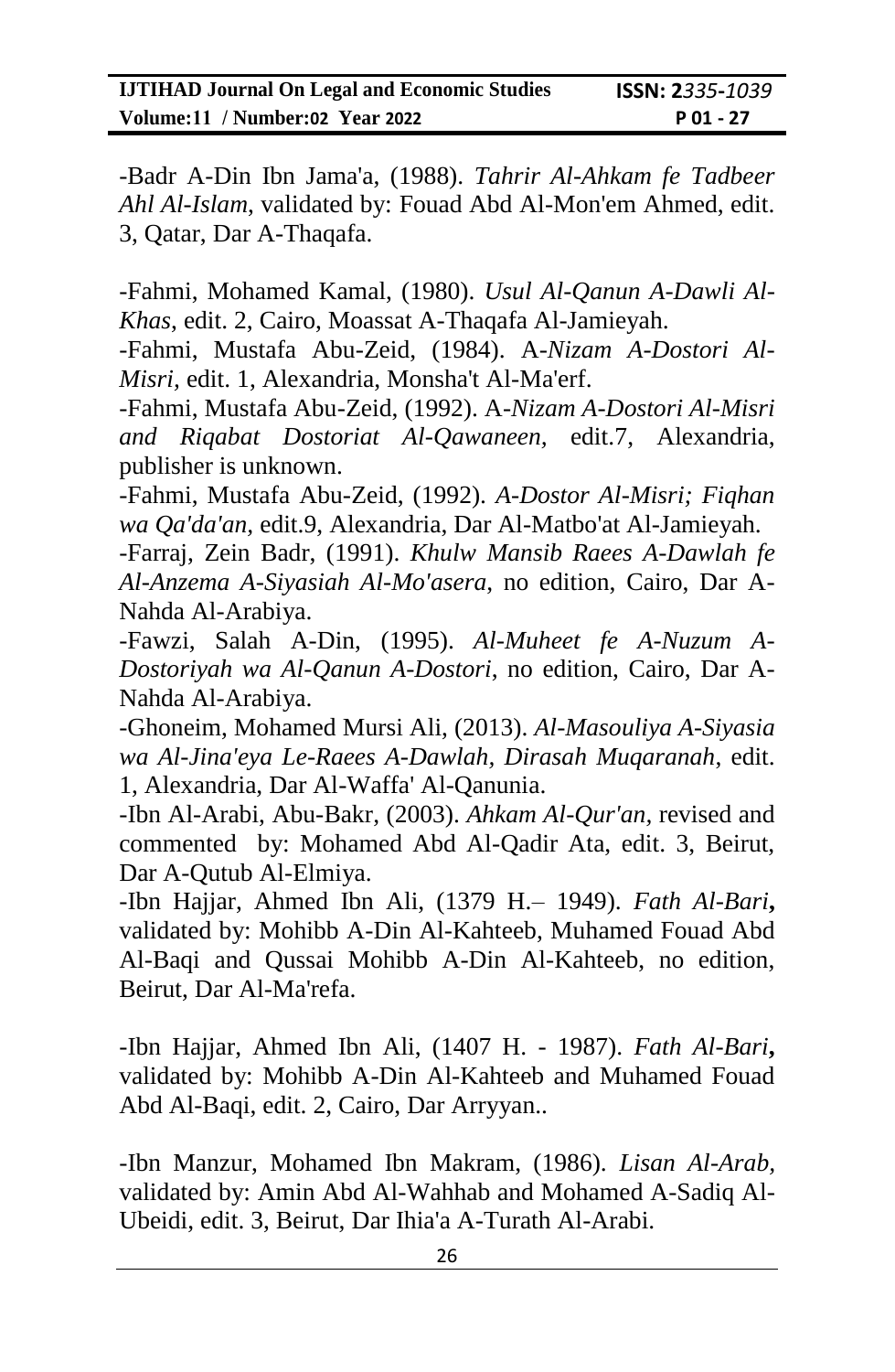-Badr A-Din Ibn Jama'a, (1988). *Tahrir Al-Ahkam fe Tadbeer Ahl Al-Islam*, validated by: Fouad Abd Al-Mon'em Ahmed, edit. 3, Qatar, Dar A-Thaqafa.

-Fahmi, Mohamed Kamal, (1980). *Usul Al-Qanun A-Dawli Al-Khas*, edit. 2, Cairo, Moassat A-Thaqafa Al-Jamieyah.

-Fahmi, Mustafa Abu-Zeid, (1984). A-*Nizam A-Dostori Al-Misri,* edit. 1, Alexandria, Monsha't Al-Ma'erf.

-Fahmi, Mustafa Abu-Zeid, (1992). A-*Nizam A-Dostori Al-Misri and Riqabat Dostoriat Al-Qawaneen,* edit.7, Alexandria, publisher is unknown.

-Fahmi, Mustafa Abu-Zeid, (1992). *A-Dostor Al-Misri; Fiqhan wa Qa'da'an,* edit.9, Alexandria, Dar Al-Matbo'at Al-Jamieyah.

-Farraj, Zein Badr, (1991). *Khulw Mansib Raees A-Dawlah fe Al-Anzema A-Siyasiah Al-Mo'asera,* no edition, Cairo, Dar A-Nahda Al-Arabiya.

-Fawzi, Salah A-Din, (1995). *Al-Muheet fe A-Nuzum A-Dostoriyah wa Al-Qanun A-Dostori*, no edition, Cairo, Dar A-Nahda Al-Arabiya.

-Ghoneim, Mohamed Mursi Ali, (2013). *Al-Masouliya A-Siyasia wa Al-Jina'eya Le-Raees A-Dawlah, Dirasah Muqaranah*, edit. 1, Alexandria, Dar Al-Waffa' Al-Qanunia.

-Ibn Al-Arabi, Abu-Bakr, (2003). *Ahkam Al-Qur'an,* revised and commented by: Mohamed Abd Al-Qadir Ata, edit. 3, Beirut, Dar A-Qutub Al-Elmiya.

-Ibn Hajjar, Ahmed Ibn Ali, (1379 H.– 1949). *Fath Al-Bari***,** validated by: Mohibb A-Din Al-Kahteeb, Muhamed Fouad Abd Al-Baqi and Qussai Mohibb A-Din Al-Kahteeb, no edition, Beirut, Dar Al-Ma'refa.

-Ibn Hajjar, Ahmed Ibn Ali, (1407 H. - 1987). *Fath Al-Bari***,** validated by: Mohibb A-Din Al-Kahteeb and Muhamed Fouad Abd Al-Baqi, edit. 2, Cairo, Dar Arryyan..

-Ibn Manzur, Mohamed Ibn Makram, (1986). *Lisan Al-Arab,* validated by: Amin Abd Al-Wahhab and Mohamed A-Sadiq Al-Ubeidi, edit. 3, Beirut, Dar Ihia'a A-Turath Al-Arabi.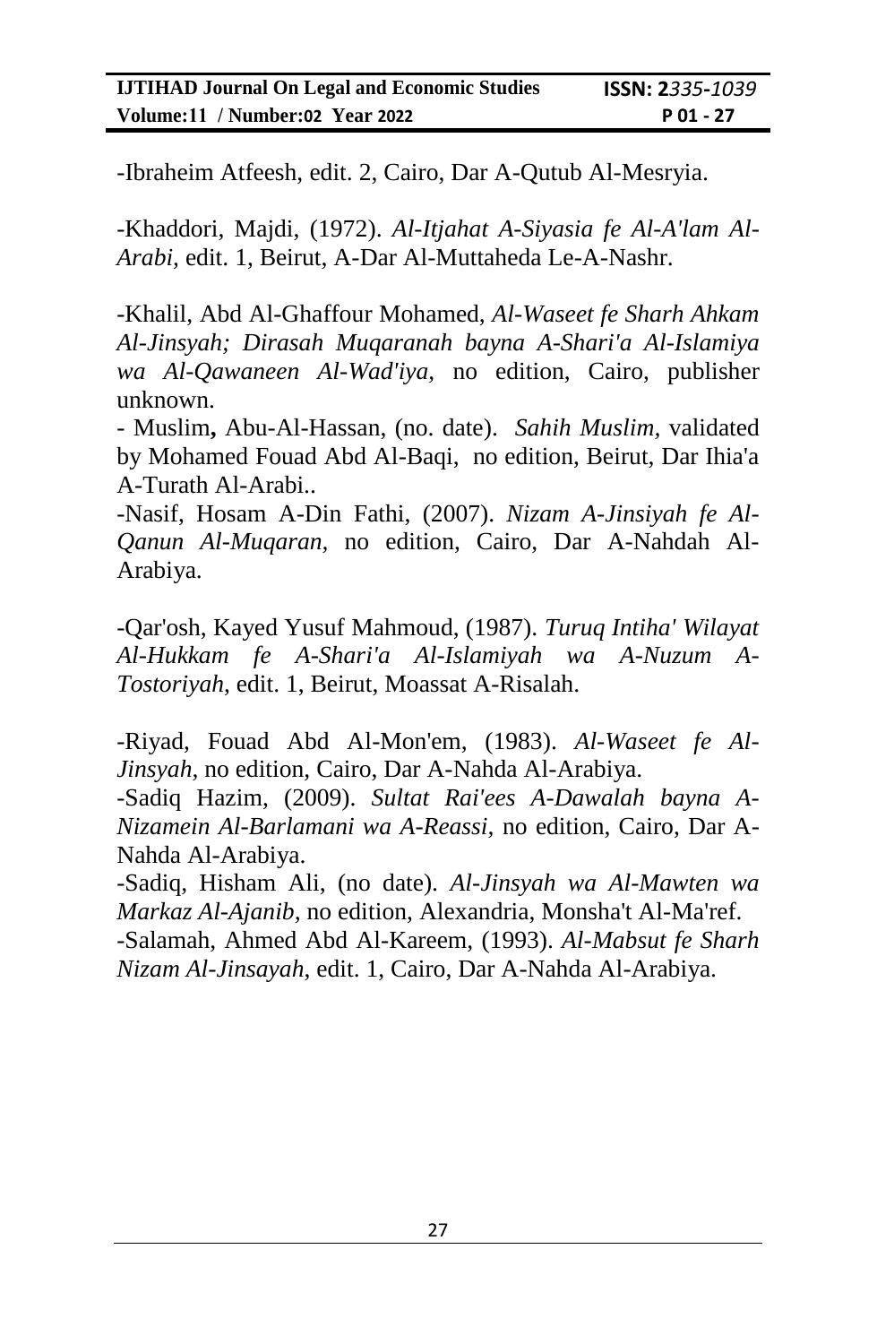-Ibraheim Atfeesh, edit. 2, Cairo, Dar A-Qutub Al-Mesryia.

-Khaddori, Majdi, (1972). *Al-Itjahat A-Siyasia fe Al-A'lam Al-Arabi,* edit. 1, Beirut, A-Dar Al-Muttaheda Le-A-Nashr.

-Khalil, Abd Al-Ghaffour Mohamed, *Al-Waseet fe Sharh Ahkam Al-Jinsyah; Dirasah Muqaranah bayna A-Shari'a Al-Islamiya wa Al-Qawaneen Al-Wad'iya*, no edition, Cairo, publisher unknown.

- Muslim**,** Abu-Al-Hassan, (no. date). *Sahih Muslim,* validated by Mohamed Fouad Abd Al-Baqi, no edition, Beirut, Dar Ihia'a A-Turath Al-Arabi..

-Nasif, Hosam A-Din Fathi, (2007). *Nizam A-Jinsiyah fe Al-Qanun Al-Muqaran,* no edition, Cairo, Dar A-Nahdah Al-Arabiya.

-Qar'osh, Kayed Yusuf Mahmoud, (1987). *Turuq Intiha' Wilayat Al-Hukkam fe A-Shari'a Al-Islamiyah wa A-Nuzum A-Tostoriyah*, edit. 1, Beirut, Moassat A-Risalah.

-Riyad, Fouad Abd Al-Mon'em, (1983). *Al-Waseet fe Al-Jinsyah,* no edition, Cairo, Dar A-Nahda Al-Arabiya.

-Sadiq Hazim, (2009). *Sultat Rai'ees A-Dawalah bayna A-Nizamein Al-Barlamani wa A-Reassi,* no edition, Cairo, Dar A-Nahda Al-Arabiya.

-Sadiq, Hisham Ali, (no date). *Al-Jinsyah wa Al-Mawten wa Markaz Al-Ajanib,* no edition, Alexandria, Monsha't Al-Ma'ref.

-Salamah, Ahmed Abd Al-Kareem, (1993). *Al-Mabsut fe Sharh Nizam Al-Jinsayah*, edit. 1, Cairo, Dar A-Nahda Al-Arabiya.